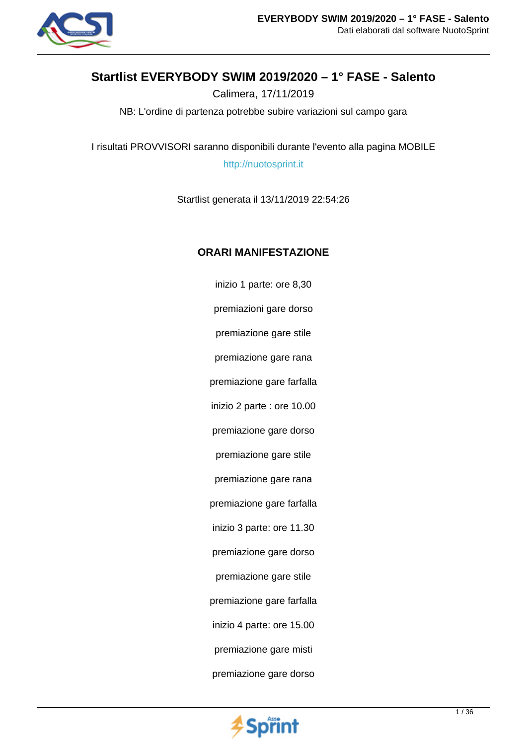# Startlist EVERYBODY SWIM 2019/2020 – 1° FASE - Salento

Calimera, 17/11/2019

NB: L'ordine di partenza potrebbe subire variazioni sul campo gara

I risultati PROVVISORI saranno disponibili durante l'evento alla pagina MOBILE

http://nuotosprint.it

Startlist generata il 13/11/2019 22:54:26

## ORARI MANIFESTAZIONE

inizio 1 parte: ore 8,30

premiazioni gare dorso

premiazione gare stile

premiazione gare rana

premiazione gare farfalla

inizio 2 parte : ore 10.00

premiazione gare dorso

premiazione gare stile

premiazione gare rana

premiazione gare farfalla

inizio 3 parte: ore 11.30

premiazione gare dorso

premiazione gare stile

premiazione gare farfalla

inizio 4 parte: ore 15.00

premiazione gare misti

premiazione gare dorso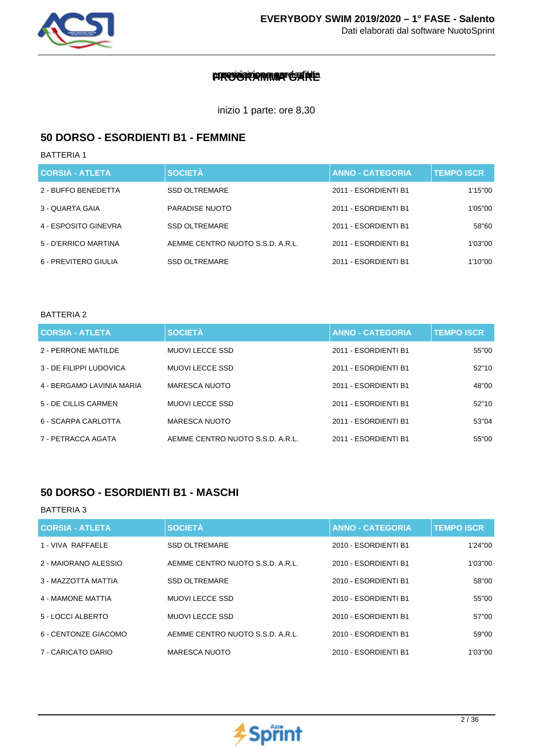# PROGRAMMA GARE

inizio 1 parte: ore 8,30

## 50 DORSO - ESORDIENTI B1 - FEMMINE

BATTERIA 1

| CORSIA - ATLETA | SOCIETÀ | ANNO - CATEGORIA | TEMPO ISCR |
|---|---|---|---|
| 2 - BUFFO BENEDETTA | SSD OLTREMARE | 2011 - ESORDIENTI B1 | 1'15"00 |
| 3 - QUARTA GAIA | PARADISE NUOTO | 2011 - ESORDIENTI B1 | 1'05"00 |
| 4 - ESPOSITO GINEVRA | SSD OLTREMARE | 2011 - ESORDIENTI B1 | 58"60 |
| 5 - D'ERRICO MARTINA | AEMME CENTRO NUOTO S.S.D. A.R.L. | 2011 - ESORDIENTI B1 | 1'03"00 |
| 6 - PREVITERO GIULIA | SSD OLTREMARE | 2011 - ESORDIENTI B1 | 1'10"00 |

BATTERIA 2

| CORSIA - ATLETA | SOCIETÀ | ANNO - CATEGORIA | TEMPO ISCR |
|---|---|---|---|
| 2 - PERRONE MATILDE | MUOVI LECCE SSD | 2011 - ESORDIENTI B1 | 55"00 |
| 3 - DE FILIPPI LUDOVICA | MUOVI LECCE SSD | 2011 - ESORDIENTI B1 | 52"10 |
| 4 - BERGAMO LAVINIA MARIA | MARESCA NUOTO | 2011 - ESORDIENTI B1 | 48"00 |
| 5 - DE CILLIS CARMEN | MUOVI LECCE SSD | 2011 - ESORDIENTI B1 | 52"10 |
| 6 - SCARPA CARLOTTA | MARESCA NUOTO | 2011 - ESORDIENTI B1 | 53"04 |
| 7 - PETRACCA AGATA | AEMME CENTRO NUOTO S.S.D. A.R.L. | 2011 - ESORDIENTI B1 | 55"00 |

## 50 DORSO - ESORDIENTI B1 - MASCHI

BATTERIA 3

| CORSIA - ATLETA | SOCIETÀ | ANNO - CATEGORIA | TEMPO ISCR |
|---|---|---|---|
| 1 - VIVA RAFFAELE | SSD OLTREMARE | 2010 - ESORDIENTI B1 | 1'24"00 |
| 2 - MAIORANO ALESSIO | AEMME CENTRO NUOTO S.S.D. A.R.L. | 2010 - ESORDIENTI B1 | 1'03"00 |
| 3 - MAZZOTTA MATTIA | SSD OLTREMARE | 2010 - ESORDIENTI B1 | 58"00 |
| 4 - MAMONE MATTIA | MUOVI LECCE SSD | 2010 - ESORDIENTI B1 | 55"00 |
| 5 - LOCCI ALBERTO | MUOVI LECCE SSD | 2010 - ESORDIENTI B1 | 57"00 |
| 6 - CENTONZE GIACOMO | AEMME CENTRO NUOTO S.S.D. A.R.L. | 2010 - ESORDIENTI B1 | 59"00 |
| 7 - CARICATO DARIO | MARESCA NUOTO | 2010 - ESORDIENTI B1 | 1'03"00 |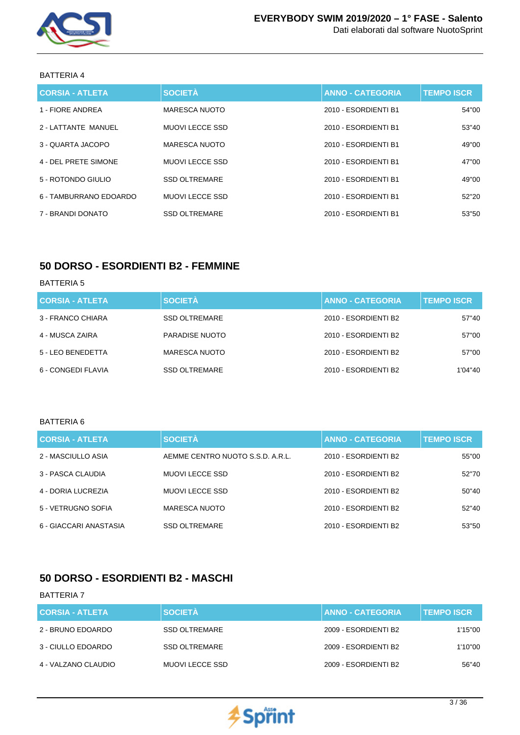BATTERIA 4

| CORSIA - ATLETA | SOCIETÀ | ANNO - CATEGORIA | TEMPO ISCR |
| --- | --- | --- | --- |
| 1 - FIORE ANDREA | MARESCA NUOTO | 2010 - ESORDIENTI B1 | 54"00 |
| 2 - LATTANTE  MANUEL | MUOVI LECCE SSD | 2010 - ESORDIENTI B1 | 53"40 |
| 3 - QUARTA JACOPO | MARESCA NUOTO | 2010 - ESORDIENTI B1 | 49"00 |
| 4 - DEL PRETE SIMONE | MUOVI LECCE SSD | 2010 - ESORDIENTI B1 | 47"00 |
| 5 - ROTONDO GIULIO | SSD OLTREMARE | 2010 - ESORDIENTI B1 | 49"00 |
| 6 - TAMBURRANO EDOARDO | MUOVI LECCE SSD | 2010 - ESORDIENTI B1 | 52"20 |
| 7 - BRANDI DONATO | SSD OLTREMARE | 2010 - ESORDIENTI B1 | 53"50 |

## 50 DORSO - ESORDIENTI B2 - FEMMINE

BATTERIA 5

| CORSIA - ATLETA | SOCIETÀ | ANNO - CATEGORIA | TEMPO ISCR |
| --- | --- | --- | --- |
| 3 - FRANCO CHIARA | SSD OLTREMARE | 2010 - ESORDIENTI B2 | 57"40 |
| 4 - MUSCA ZAIRA | PARADISE NUOTO | 2010 - ESORDIENTI B2 | 57"00 |
| 5 - LEO BENEDETTA | MARESCA NUOTO | 2010 - ESORDIENTI B2 | 57"00 |
| 6 - CONGEDI FLAVIA | SSD OLTREMARE | 2010 - ESORDIENTI B2 | 1'04"40 |

BATTERIA 6

| CORSIA - ATLETA | SOCIETÀ | ANNO - CATEGORIA | TEMPO ISCR |
| --- | --- | --- | --- |
| 2 - MASCIULLO ASIA | AEMME CENTRO NUOTO S.S.D. A.R.L. | 2010 - ESORDIENTI B2 | 55"00 |
| 3 - PASCA CLAUDIA | MUOVI LECCE SSD | 2010 - ESORDIENTI B2 | 52"70 |
| 4 - DORIA LUCREZIA | MUOVI LECCE SSD | 2010 - ESORDIENTI B2 | 50"40 |
| 5 - VETRUGNO SOFIA | MARESCA NUOTO | 2010 - ESORDIENTI B2 | 52"40 |
| 6 - GIACCARI ANASTASIA | SSD OLTREMARE | 2010 - ESORDIENTI B2 | 53"50 |

## 50 DORSO - ESORDIENTI B2 - MASCHI

BATTERIA 7

| CORSIA - ATLETA | SOCIETÀ | ANNO - CATEGORIA | TEMPO ISCR |
| --- | --- | --- | --- |
| 2 - BRUNO EDOARDO | SSD OLTREMARE | 2009 - ESORDIENTI B2 | 1'15"00 |
| 3 - CIULLO EDOARDO | SSD OLTREMARE | 2009 - ESORDIENTI B2 | 1'10"00 |
| 4 - VALZANO CLAUDIO | MUOVI LECCE SSD | 2009 - ESORDIENTI B2 | 56"40 |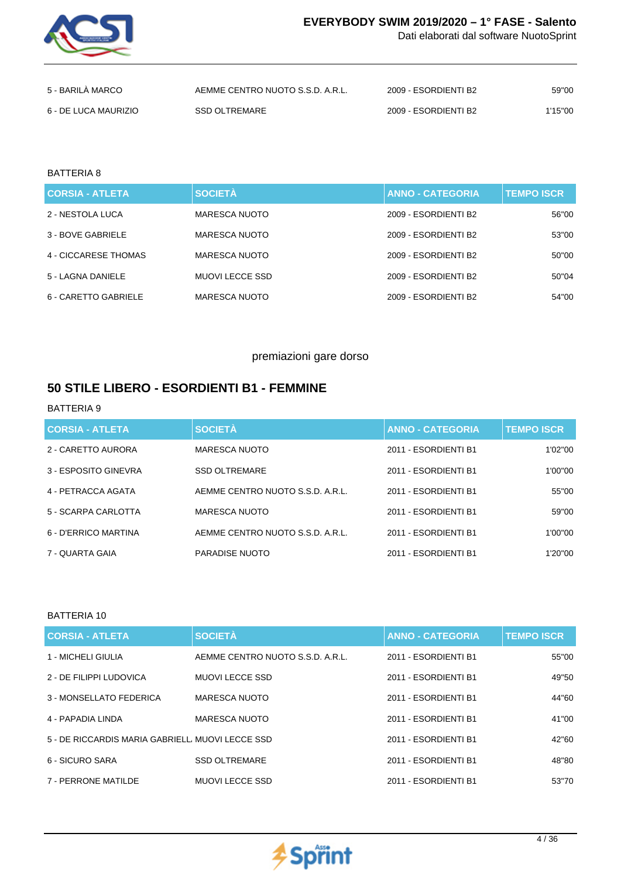| 5 - BARILÀ MARCO | AEMME CENTRO NUOTO S.S.D. A.R.L. | 2009 - ESORDIENTI B2 | 59"00 |
|---|---|---|---|
| 6 - DE LUCA MAURIZIO | SSD OLTREMARE | 2009 - ESORDIENTI B2 | 1'15"00 |

BATTERIA 8

| CORSIA - ATLETA | SOCIETÀ | ANNO - CATEGORIA | TEMPO ISCR |
|---|---|---|---|
| 2 - NESTOLA LUCA | MARESCA NUOTO | 2009 - ESORDIENTI B2 | 56"00 |
| 3 - BOVE GABRIELE | MARESCA NUOTO | 2009 - ESORDIENTI B2 | 53"00 |
| 4 - CICCARESE THOMAS | MARESCA NUOTO | 2009 - ESORDIENTI B2 | 50"00 |
| 5 - LAGNA DANIELE | MUOVI LECCE SSD | 2009 - ESORDIENTI B2 | 50"04 |
| 6 - CARETTO GABRIELE | MARESCA NUOTO | 2009 - ESORDIENTI B2 | 54"00 |

premiazioni gare dorso

## 50 STILE LIBERO - ESORDIENTI B1 - FEMMINE

BATTERIA 9

| CORSIA - ATLETA | SOCIETÀ | ANNO - CATEGORIA | TEMPO ISCR |
|---|---|---|---|
| 2 - CARETTO AURORA | MARESCA NUOTO | 2011 - ESORDIENTI B1 | 1'02"00 |
| 3 - ESPOSITO GINEVRA | SSD OLTREMARE | 2011 - ESORDIENTI B1 | 1'00"00 |
| 4 - PETRACCA AGATA | AEMME CENTRO NUOTO S.S.D. A.R.L. | 2011 - ESORDIENTI B1 | 55"00 |
| 5 - SCARPA CARLOTTA | MARESCA NUOTO | 2011 - ESORDIENTI B1 | 59"00 |
| 6 - D'ERRICO MARTINA | AEMME CENTRO NUOTO S.S.D. A.R.L. | 2011 - ESORDIENTI B1 | 1'00"00 |
| 7 - QUARTA GAIA | PARADISE NUOTO | 2011 - ESORDIENTI B1 | 1'20"00 |

BATTERIA 10

| CORSIA - ATLETA | SOCIETÀ | ANNO - CATEGORIA | TEMPO ISCR |
|---|---|---|---|
| 1 - MICHELI GIULIA | AEMME CENTRO NUOTO S.S.D. A.R.L. | 2011 - ESORDIENTI B1 | 55"00 |
| 2 - DE FILIPPI LUDOVICA | MUOVI LECCE SSD | 2011 - ESORDIENTI B1 | 49"50 |
| 3 - MONSELLATO FEDERICA | MARESCA NUOTO | 2011 - ESORDIENTI B1 | 44"60 |
| 4 - PAPADIA LINDA | MARESCA NUOTO | 2011 - ESORDIENTI B1 | 41"00 |
| 5 - DE RICCARDIS MARIA GABRIELL | MUOVI LECCE SSD | 2011 - ESORDIENTI B1 | 42"60 |
| 6 - SICURO SARA | SSD OLTREMARE | 2011 - ESORDIENTI B1 | 48"80 |
| 7 - PERRONE MATILDE | MUOVI LECCE SSD | 2011 - ESORDIENTI B1 | 53"70 |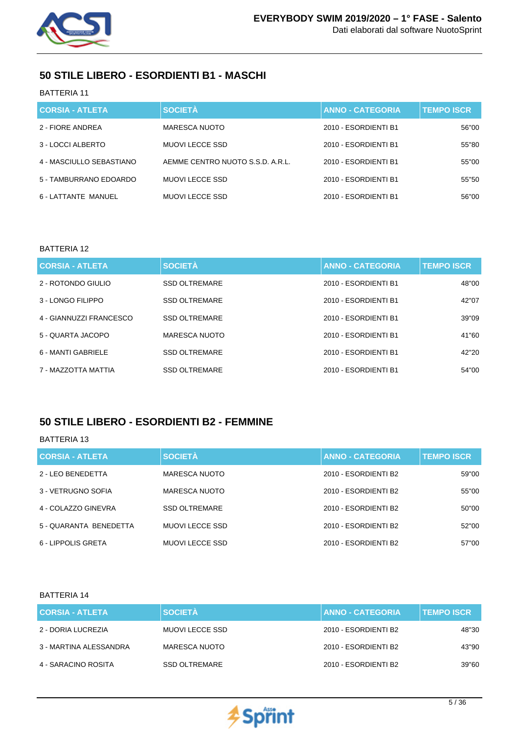## 50 STILE LIBERO - ESORDIENTI B1 - MASCHI

BATTERIA 11

| CORSIA - ATLETA | SOCIETÀ | ANNO - CATEGORIA | TEMPO ISCR |
|---|---|---|---|
| 2 - FIORE ANDREA | MARESCA NUOTO | 2010 - ESORDIENTI B1 | 56"00 |
| 3 - LOCCI ALBERTO | MUOVI LECCE SSD | 2010 - ESORDIENTI B1 | 55"80 |
| 4 - MASCIULLO SEBASTIANO | AEMME CENTRO NUOTO S.S.D. A.R.L. | 2010 - ESORDIENTI B1 | 55"00 |
| 5 - TAMBURRANO EDOARDO | MUOVI LECCE SSD | 2010 - ESORDIENTI B1 | 55"50 |
| 6 - LATTANTE MANUEL | MUOVI LECCE SSD | 2010 - ESORDIENTI B1 | 56"00 |

BATTERIA 12

| CORSIA - ATLETA | SOCIETÀ | ANNO - CATEGORIA | TEMPO ISCR |
|---|---|---|---|
| 2 - ROTONDO GIULIO | SSD OLTREMARE | 2010 - ESORDIENTI B1 | 48"00 |
| 3 - LONGO FILIPPO | SSD OLTREMARE | 2010 - ESORDIENTI B1 | 42"07 |
| 4 - GIANNUZZI FRANCESCO | SSD OLTREMARE | 2010 - ESORDIENTI B1 | 39"09 |
| 5 - QUARTA JACOPO | MARESCA NUOTO | 2010 - ESORDIENTI B1 | 41"60 |
| 6 - MANTI GABRIELE | SSD OLTREMARE | 2010 - ESORDIENTI B1 | 42"20 |
| 7 - MAZZOTTA MATTIA | SSD OLTREMARE | 2010 - ESORDIENTI B1 | 54"00 |

## 50 STILE LIBERO - ESORDIENTI B2 - FEMMINE

BATTERIA 13

| CORSIA - ATLETA | SOCIETÀ | ANNO - CATEGORIA | TEMPO ISCR |
|---|---|---|---|
| 2 - LEO BENEDETTA | MARESCA NUOTO | 2010 - ESORDIENTI B2 | 59"00 |
| 3 - VETRUGNO SOFIA | MARESCA NUOTO | 2010 - ESORDIENTI B2 | 55"00 |
| 4 - COLAZZO GINEVRA | SSD OLTREMARE | 2010 - ESORDIENTI B2 | 50"00 |
| 5 - QUARANTA BENEDETTA | MUOVI LECCE SSD | 2010 - ESORDIENTI B2 | 52"00 |
| 6 - LIPPOLIS GRETA | MUOVI LECCE SSD | 2010 - ESORDIENTI B2 | 57"00 |

BATTERIA 14

| CORSIA - ATLETA | SOCIETÀ | ANNO - CATEGORIA | TEMPO ISCR |
|---|---|---|---|
| 2 - DORIA LUCREZIA | MUOVI LECCE SSD | 2010 - ESORDIENTI B2 | 48"30 |
| 3 - MARTINA ALESSANDRA | MARESCA NUOTO | 2010 - ESORDIENTI B2 | 43"90 |
| 4 - SARACINO ROSITA | SSD OLTREMARE | 2010 - ESORDIENTI B2 | 39"60 |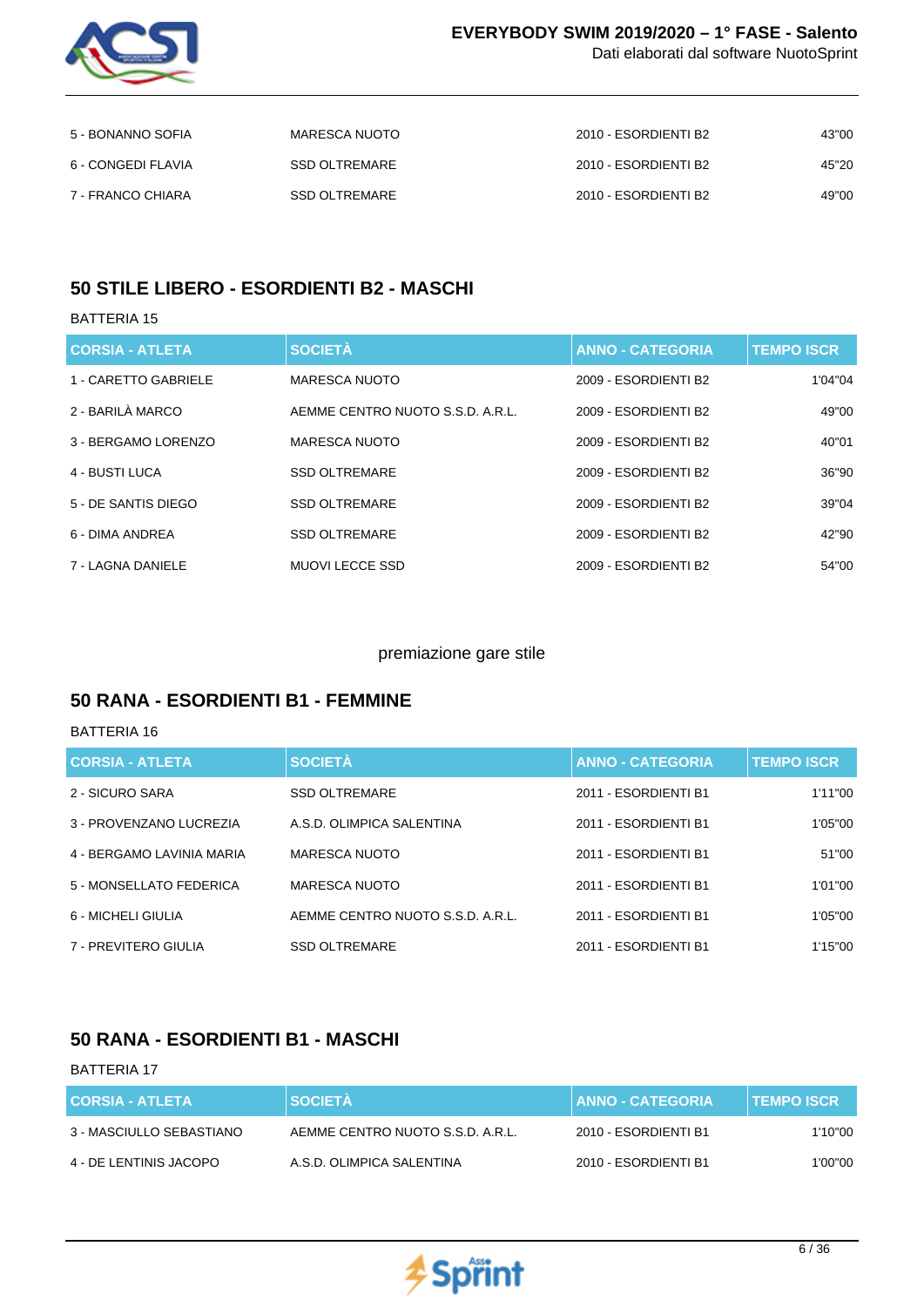| CORSIA - ATLETA | SOCIETÀ | ANNO - CATEGORIA | TEMPO ISCR |
|---|---|---|---|
| 5 - BONANNO SOFIA | MARESCA NUOTO | 2010 - ESORDIENTI B2 | 43"00 |
| 6 - CONGEDI FLAVIA | SSD OLTREMARE | 2010 - ESORDIENTI B2 | 45"20 |
| 7 - FRANCO CHIARA | SSD OLTREMARE | 2010 - ESORDIENTI B2 | 49"00 |

## 50 STILE LIBERO - ESORDIENTI B2 - MASCHI

BATTERIA 15

| CORSIA - ATLETA | SOCIETÀ | ANNO - CATEGORIA | TEMPO ISCR |
|---|---|---|---|
| 1 - CARETTO GABRIELE | MARESCA NUOTO | 2009 - ESORDIENTI B2 | 1'04"04 |
| 2 - BARILÀ MARCO | AEMME CENTRO NUOTO S.S.D. A.R.L. | 2009 - ESORDIENTI B2 | 49"00 |
| 3 - BERGAMO LORENZO | MARESCA NUOTO | 2009 - ESORDIENTI B2 | 40"01 |
| 4 - BUSTI LUCA | SSD OLTREMARE | 2009 - ESORDIENTI B2 | 36"90 |
| 5 - DE SANTIS DIEGO | SSD OLTREMARE | 2009 - ESORDIENTI B2 | 39"04 |
| 6 - DIMA ANDREA | SSD OLTREMARE | 2009 - ESORDIENTI B2 | 42"90 |
| 7 - LAGNA DANIELE | MUOVI LECCE SSD | 2009 - ESORDIENTI B2 | 54"00 |

premiazione gare stile

## 50 RANA - ESORDIENTI B1 - FEMMINE

BATTERIA 16

| CORSIA - ATLETA | SOCIETÀ | ANNO - CATEGORIA | TEMPO ISCR |
|---|---|---|---|
| 2 - SICURO SARA | SSD OLTREMARE | 2011 - ESORDIENTI B1 | 1'11"00 |
| 3 - PROVENZANO LUCREZIA | A.S.D. OLIMPICA SALENTINA | 2011 - ESORDIENTI B1 | 1'05"00 |
| 4 - BERGAMO LAVINIA MARIA | MARESCA NUOTO | 2011 - ESORDIENTI B1 | 51"00 |
| 5 - MONSELLATO FEDERICA | MARESCA NUOTO | 2011 - ESORDIENTI B1 | 1'01"00 |
| 6 - MICHELI GIULIA | AEMME CENTRO NUOTO S.S.D. A.R.L. | 2011 - ESORDIENTI B1 | 1'05"00 |
| 7 - PREVITERO GIULIA | SSD OLTREMARE | 2011 - ESORDIENTI B1 | 1'15"00 |

## 50 RANA - ESORDIENTI B1 - MASCHI

BATTERIA 17

| CORSIA - ATLETA | SOCIETÀ | ANNO - CATEGORIA | TEMPO ISCR |
|---|---|---|---|
| 3 - MASCIULLO SEBASTIANO | AEMME CENTRO NUOTO S.S.D. A.R.L. | 2010 - ESORDIENTI B1 | 1'10"00 |
| 4 - DE LENTINIS JACOPO | A.S.D. OLIMPICA SALENTINA | 2010 - ESORDIENTI B1 | 1'00"00 |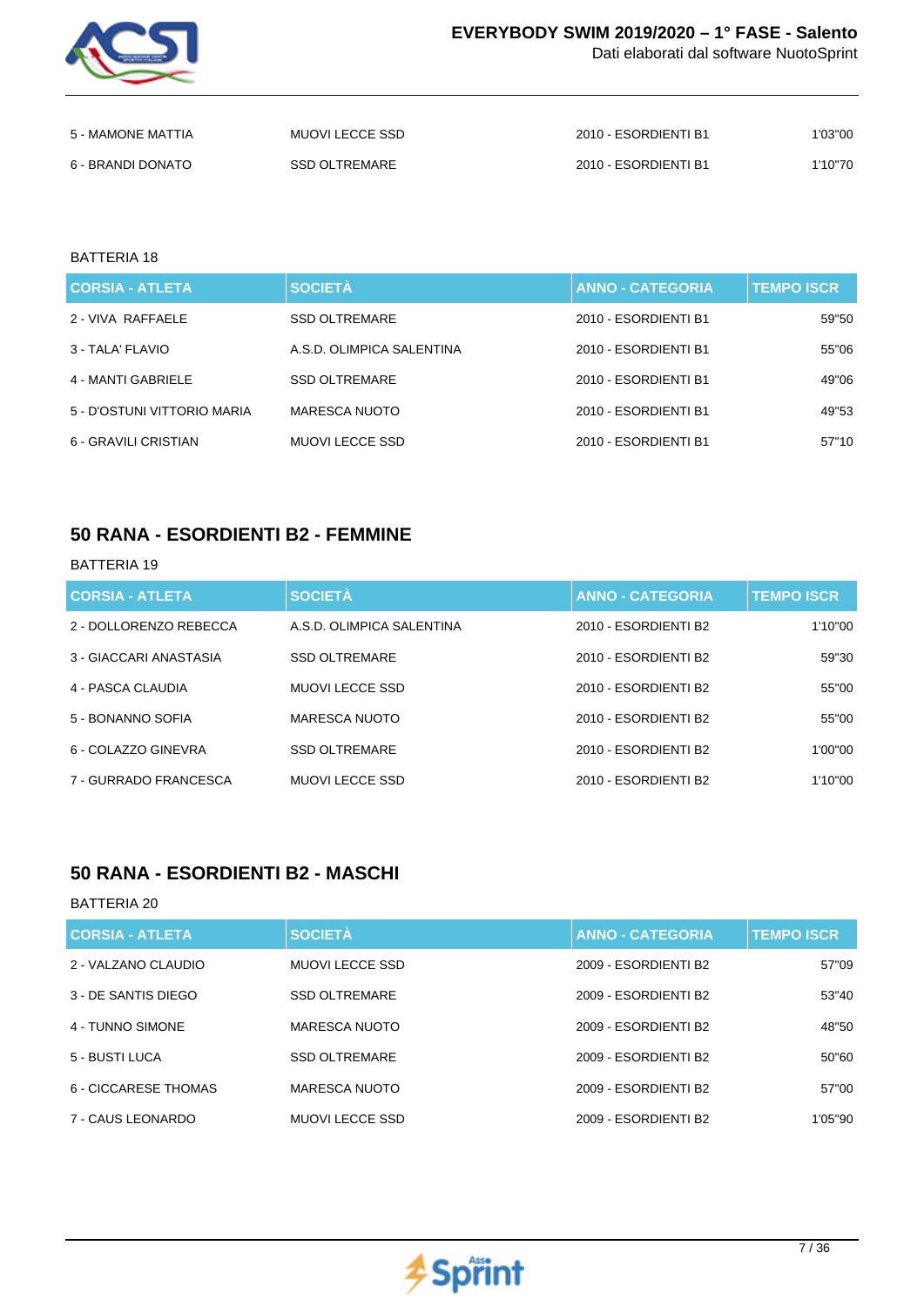| | | | |
|---|---|---|---|
| 5 - MAMONE MATTIA | MUOVI LECCE SSD | 2010 - ESORDIENTI B1 | 1'03"00 |
| 6 - BRANDI DONATO | SSD OLTREMARE | 2010 - ESORDIENTI B1 | 1'10"70 |

BATTERIA 18

| CORSIA - ATLETA | SOCIETÀ | ANNO - CATEGORIA | TEMPO ISCR |
|---|---|---|---|
| 2 - VIVA  RAFFAELE | SSD OLTREMARE | 2010 - ESORDIENTI B1 | 59"50 |
| 3 - TALA' FLAVIO | A.S.D. OLIMPICA SALENTINA | 2010 - ESORDIENTI B1 | 55"06 |
| 4 - MANTI GABRIELE | SSD OLTREMARE | 2010 - ESORDIENTI B1 | 49"06 |
| 5 - D'OSTUNI VITTORIO MARIA | MARESCA NUOTO | 2010 - ESORDIENTI B1 | 49"53 |
| 6 - GRAVILI CRISTIAN | MUOVI LECCE SSD | 2010 - ESORDIENTI B1 | 57"10 |

## 50 RANA - ESORDIENTI B2 - FEMMINE

BATTERIA 19

| CORSIA - ATLETA | SOCIETÀ | ANNO - CATEGORIA | TEMPO ISCR |
|---|---|---|---|
| 2 - DOLLORENZO REBECCA | A.S.D. OLIMPICA SALENTINA | 2010 - ESORDIENTI B2 | 1'10"00 |
| 3 - GIACCARI ANASTASIA | SSD OLTREMARE | 2010 - ESORDIENTI B2 | 59"30 |
| 4 - PASCA CLAUDIA | MUOVI LECCE SSD | 2010 - ESORDIENTI B2 | 55"00 |
| 5 - BONANNO SOFIA | MARESCA NUOTO | 2010 - ESORDIENTI B2 | 55"00 |
| 6 - COLAZZO GINEVRA | SSD OLTREMARE | 2010 - ESORDIENTI B2 | 1'00"00 |
| 7 - GURRADO FRANCESCA | MUOVI LECCE SSD | 2010 - ESORDIENTI B2 | 1'10"00 |

## 50 RANA - ESORDIENTI B2 - MASCHI

BATTERIA 20

| CORSIA - ATLETA | SOCIETÀ | ANNO - CATEGORIA | TEMPO ISCR |
|---|---|---|---|
| 2 - VALZANO CLAUDIO | MUOVI LECCE SSD | 2009 - ESORDIENTI B2 | 57"09 |
| 3 - DE SANTIS DIEGO | SSD OLTREMARE | 2009 - ESORDIENTI B2 | 53"40 |
| 4 - TUNNO SIMONE | MARESCA NUOTO | 2009 - ESORDIENTI B2 | 48"50 |
| 5 - BUSTI LUCA | SSD OLTREMARE | 2009 - ESORDIENTI B2 | 50"60 |
| 6 - CICCARESE THOMAS | MARESCA NUOTO | 2009 - ESORDIENTI B2 | 57"00 |
| 7 - CAUS LEONARDO | MUOVI LECCE SSD | 2009 - ESORDIENTI B2 | 1'05"90 |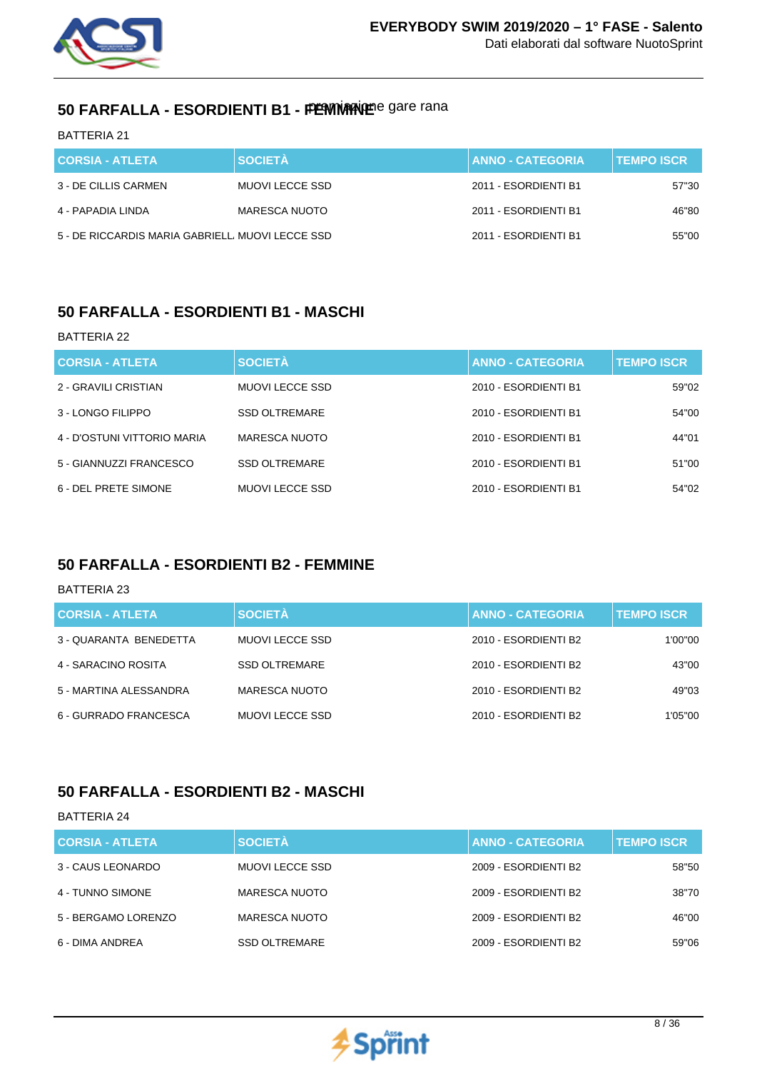## 50 FARFALLA - ESORDIENTI B1 - FEMMINE premiazione gare rana

BATTERIA 21

| CORSIA - ATLETA | SOCIETÀ | ANNO - CATEGORIA | TEMPO ISCR |
|---|---|---|---|
| 3 - DE CILLIS CARMEN | MUOVI LECCE SSD | 2011 - ESORDIENTI B1 | 57"30 |
| 4 - PAPADIA LINDA | MARESCA NUOTO | 2011 - ESORDIENTI B1 | 46"80 |
| 5 - DE RICCARDIS MARIA GABRIELL | MUOVI LECCE SSD | 2011 - ESORDIENTI B1 | 55"00 |

## 50 FARFALLA - ESORDIENTI B1 - MASCHI

BATTERIA 22

| CORSIA - ATLETA | SOCIETÀ | ANNO - CATEGORIA | TEMPO ISCR |
|---|---|---|---|
| 2 - GRAVILI CRISTIAN | MUOVI LECCE SSD | 2010 - ESORDIENTI B1 | 59"02 |
| 3 - LONGO FILIPPO | SSD OLTREMARE | 2010 - ESORDIENTI B1 | 54"00 |
| 4 - D'OSTUNI VITTORIO MARIA | MARESCA NUOTO | 2010 - ESORDIENTI B1 | 44"01 |
| 5 - GIANNUZZI FRANCESCO | SSD OLTREMARE | 2010 - ESORDIENTI B1 | 51"00 |
| 6 - DEL PRETE SIMONE | MUOVI LECCE SSD | 2010 - ESORDIENTI B1 | 54"02 |

## 50 FARFALLA - ESORDIENTI B2 - FEMMINE

BATTERIA 23

| CORSIA - ATLETA | SOCIETÀ | ANNO - CATEGORIA | TEMPO ISCR |
|---|---|---|---|
| 3 - QUARANTA BENEDETTA | MUOVI LECCE SSD | 2010 - ESORDIENTI B2 | 1'00"00 |
| 4 - SARACINO ROSITA | SSD OLTREMARE | 2010 - ESORDIENTI B2 | 43"00 |
| 5 - MARTINA ALESSANDRA | MARESCA NUOTO | 2010 - ESORDIENTI B2 | 49"03 |
| 6 - GURRADO FRANCESCA | MUOVI LECCE SSD | 2010 - ESORDIENTI B2 | 1'05"00 |

## 50 FARFALLA - ESORDIENTI B2 - MASCHI

BATTERIA 24

| CORSIA - ATLETA | SOCIETÀ | ANNO - CATEGORIA | TEMPO ISCR |
|---|---|---|---|
| 3 - CAUS LEONARDO | MUOVI LECCE SSD | 2009 - ESORDIENTI B2 | 58"50 |
| 4 - TUNNO SIMONE | MARESCA NUOTO | 2009 - ESORDIENTI B2 | 38"70 |
| 5 - BERGAMO LORENZO | MARESCA NUOTO | 2009 - ESORDIENTI B2 | 46"00 |
| 6 - DIMA ANDREA | SSD OLTREMARE | 2009 - ESORDIENTI B2 | 59"06 |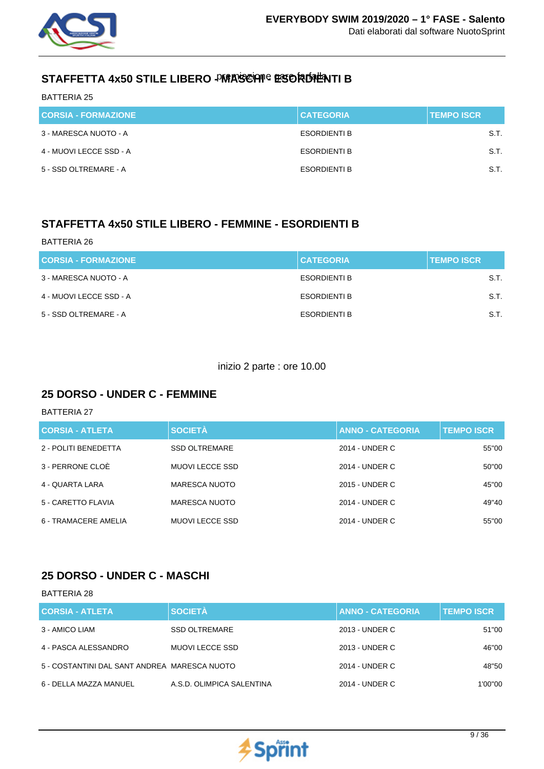## STAFFETTA 4x50 STILE LIBERO - MASCHI - ESORDIENTI B

premiazione gare farfalla

BATTERIA 25

| CORSIA - FORMAZIONE | CATEGORIA | TEMPO ISCR |
|---|---|---|
| 3 - MARESCA NUOTO - A | ESORDIENTI B | S.T. |
| 4 - MUOVI LECCE SSD - A | ESORDIENTI B | S.T. |
| 5 - SSD OLTREMARE - A | ESORDIENTI B | S.T. |

## STAFFETTA 4x50 STILE LIBERO - FEMMINE - ESORDIENTI B

BATTERIA 26

| CORSIA - FORMAZIONE | CATEGORIA | TEMPO ISCR |
|---|---|---|
| 3 - MARESCA NUOTO - A | ESORDIENTI B | S.T. |
| 4 - MUOVI LECCE SSD - A | ESORDIENTI B | S.T. |
| 5 - SSD OLTREMARE - A | ESORDIENTI B | S.T. |

inizio 2 parte : ore 10.00

## 25 DORSO - UNDER C - FEMMINE

BATTERIA 27

| CORSIA - ATLETA | SOCIETÀ | ANNO - CATEGORIA | TEMPO ISCR |
|---|---|---|---|
| 2 - POLITI BENEDETTA | SSD OLTREMARE | 2014 - UNDER C | 55"00 |
| 3 - PERRONE CLOÈ | MUOVI LECCE SSD | 2014 - UNDER C | 50"00 |
| 4 - QUARTA LARA | MARESCA NUOTO | 2015 - UNDER C | 45"00 |
| 5 - CARETTO FLAVIA | MARESCA NUOTO | 2014 - UNDER C | 49"40 |
| 6 - TRAMACERE AMELIA | MUOVI LECCE SSD | 2014 - UNDER C | 55"00 |

## 25 DORSO - UNDER C - MASCHI

BATTERIA 28

| CORSIA - ATLETA | SOCIETÀ | ANNO - CATEGORIA | TEMPO ISCR |
|---|---|---|---|
| 3 - AMICO LIAM | SSD OLTREMARE | 2013 - UNDER C | 51"00 |
| 4 - PASCA ALESSANDRO | MUOVI LECCE SSD | 2013 - UNDER C | 46"00 |
| 5 - COSTANTINI DAL SANT ANDREA | MARESCA NUOTO | 2014 - UNDER C | 48"50 |
| 6 - DELLA MAZZA MANUEL | A.S.D. OLIMPICA SALENTINA | 2014 - UNDER C | 1'00"00 |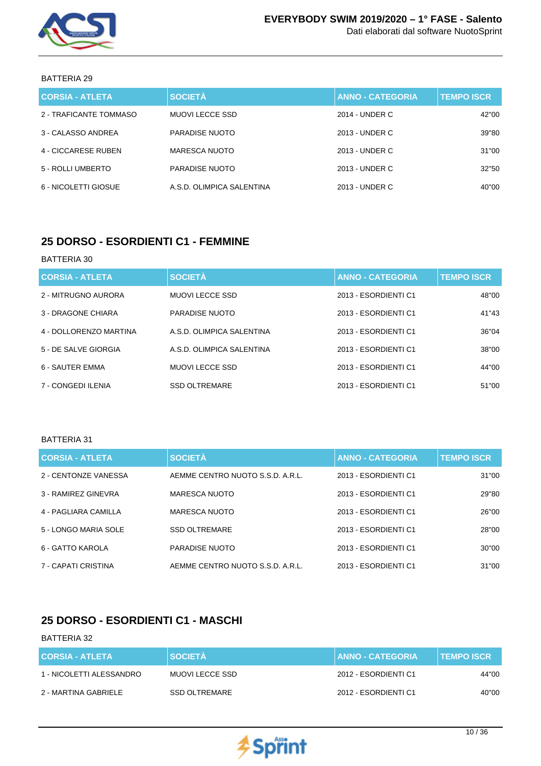BATTERIA 29

| CORSIA - ATLETA | SOCIETÀ | ANNO - CATEGORIA | TEMPO ISCR |
|---|---|---|---|
| 2 - TRAFICANTE TOMMASO | MUOVI LECCE SSD | 2014 - UNDER C | 42"00 |
| 3 - CALASSO ANDREA | PARADISE NUOTO | 2013 - UNDER C | 39"80 |
| 4 - CICCARESE RUBEN | MARESCA NUOTO | 2013 - UNDER C | 31"00 |
| 5 - ROLLI UMBERTO | PARADISE NUOTO | 2013 - UNDER C | 32"50 |
| 6 - NICOLETTI GIOSUE | A.S.D. OLIMPICA SALENTINA | 2013 - UNDER C | 40"00 |

## 25 DORSO - ESORDIENTI C1 - FEMMINE

BATTERIA 30

| CORSIA - ATLETA | SOCIETÀ | ANNO - CATEGORIA | TEMPO ISCR |
|---|---|---|---|
| 2 - MITRUGNO AURORA | MUOVI LECCE SSD | 2013 - ESORDIENTI C1 | 48"00 |
| 3 - DRAGONE CHIARA | PARADISE NUOTO | 2013 - ESORDIENTI C1 | 41"43 |
| 4 - DOLLORENZO MARTINA | A.S.D. OLIMPICA SALENTINA | 2013 - ESORDIENTI C1 | 36"04 |
| 5 - DE SALVE GIORGIA | A.S.D. OLIMPICA SALENTINA | 2013 - ESORDIENTI C1 | 38"00 |
| 6 - SAUTER EMMA | MUOVI LECCE SSD | 2013 - ESORDIENTI C1 | 44"00 |
| 7 - CONGEDI ILENIA | SSD OLTREMARE | 2013 - ESORDIENTI C1 | 51"00 |

BATTERIA 31

| CORSIA - ATLETA | SOCIETÀ | ANNO - CATEGORIA | TEMPO ISCR |
|---|---|---|---|
| 2 - CENTONZE VANESSA | AEMME CENTRO NUOTO S.S.D. A.R.L. | 2013 - ESORDIENTI C1 | 31"00 |
| 3 - RAMIREZ GINEVRA | MARESCA NUOTO | 2013 - ESORDIENTI C1 | 29"80 |
| 4 - PAGLIARA CAMILLA | MARESCA NUOTO | 2013 - ESORDIENTI C1 | 26"00 |
| 5 - LONGO MARIA SOLE | SSD OLTREMARE | 2013 - ESORDIENTI C1 | 28"00 |
| 6 - GATTO KAROLA | PARADISE NUOTO | 2013 - ESORDIENTI C1 | 30"00 |
| 7 - CAPATI CRISTINA | AEMME CENTRO NUOTO S.S.D. A.R.L. | 2013 - ESORDIENTI C1 | 31"00 |

## 25 DORSO - ESORDIENTI C1 - MASCHI

BATTERIA 32

| CORSIA - ATLETA | SOCIETÀ | ANNO - CATEGORIA | TEMPO ISCR |
|---|---|---|---|
| 1 - NICOLETTI ALESSANDRO | MUOVI LECCE SSD | 2012 - ESORDIENTI C1 | 44"00 |
| 2 - MARTINA GABRIELE | SSD OLTREMARE | 2012 - ESORDIENTI C1 | 40"00 |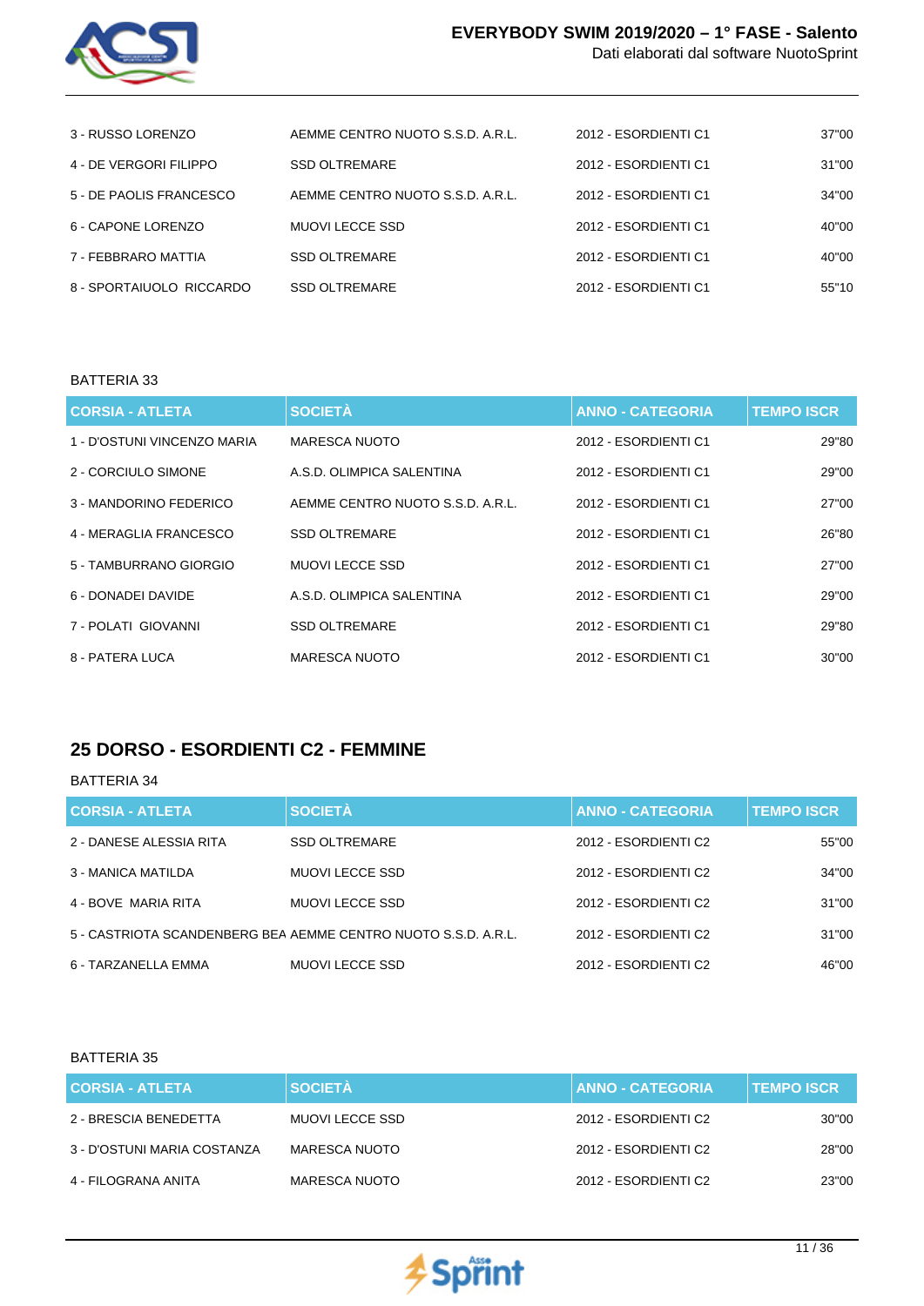| CORSIA - ATLETA | SOCIETÀ | ANNO - CATEGORIA | TEMPO ISCR |
|---|---|---|---|
| 3 - RUSSO LORENZO | AEMME CENTRO NUOTO S.S.D. A.R.L. | 2012 - ESORDIENTI C1 | 37"00 |
| 4 - DE VERGORI FILIPPO | SSD OLTREMARE | 2012 - ESORDIENTI C1 | 31"00 |
| 5 - DE PAOLIS FRANCESCO | AEMME CENTRO NUOTO S.S.D. A.R.L. | 2012 - ESORDIENTI C1 | 34"00 |
| 6 - CAPONE LORENZO | MUOVI LECCE SSD | 2012 - ESORDIENTI C1 | 40"00 |
| 7 - FEBBRARO MATTIA | SSD OLTREMARE | 2012 - ESORDIENTI C1 | 40"00 |
| 8 - SPORTAIUOLO RICCARDO | SSD OLTREMARE | 2012 - ESORDIENTI C1 | 55"10 |

BATTERIA 33

| CORSIA - ATLETA | SOCIETÀ | ANNO - CATEGORIA | TEMPO ISCR |
|---|---|---|---|
| 1 - D'OSTUNI VINCENZO MARIA | MARESCA NUOTO | 2012 - ESORDIENTI C1 | 29"80 |
| 2 - CORCIULO SIMONE | A.S.D. OLIMPICA SALENTINA | 2012 - ESORDIENTI C1 | 29"00 |
| 3 - MANDORINO FEDERICO | AEMME CENTRO NUOTO S.S.D. A.R.L. | 2012 - ESORDIENTI C1 | 27"00 |
| 4 - MERAGLIA FRANCESCO | SSD OLTREMARE | 2012 - ESORDIENTI C1 | 26"80 |
| 5 - TAMBURRANO GIORGIO | MUOVI LECCE SSD | 2012 - ESORDIENTI C1 | 27"00 |
| 6 - DONADEI DAVIDE | A.S.D. OLIMPICA SALENTINA | 2012 - ESORDIENTI C1 | 29"00 |
| 7 - POLATI GIOVANNI | SSD OLTREMARE | 2012 - ESORDIENTI C1 | 29"80 |
| 8 - PATERA LUCA | MARESCA NUOTO | 2012 - ESORDIENTI C1 | 30"00 |

## 25 DORSO - ESORDIENTI C2 - FEMMINE

BATTERIA 34

| CORSIA - ATLETA | SOCIETÀ | ANNO - CATEGORIA | TEMPO ISCR |
|---|---|---|---|
| 2 - DANESE ALESSIA RITA | SSD OLTREMARE | 2012 - ESORDIENTI C2 | 55"00 |
| 3 - MANICA MATILDA | MUOVI LECCE SSD | 2012 - ESORDIENTI C2 | 34"00 |
| 4 - BOVE MARIA RITA | MUOVI LECCE SSD | 2012 - ESORDIENTI C2 | 31"00 |
| 5 - CASTRIOTA SCANDENBERG BEA | AEMME CENTRO NUOTO S.S.D. A.R.L. | 2012 - ESORDIENTI C2 | 31"00 |
| 6 - TARZANELLA EMMA | MUOVI LECCE SSD | 2012 - ESORDIENTI C2 | 46"00 |

BATTERIA 35

| CORSIA - ATLETA | SOCIETÀ | ANNO - CATEGORIA | TEMPO ISCR |
|---|---|---|---|
| 2 - BRESCIA BENEDETTA | MUOVI LECCE SSD | 2012 - ESORDIENTI C2 | 30"00 |
| 3 - D'OSTUNI MARIA COSTANZA | MARESCA NUOTO | 2012 - ESORDIENTI C2 | 28"00 |
| 4 - FILOGRANA ANITA | MARESCA NUOTO | 2012 - ESORDIENTI C2 | 23"00 |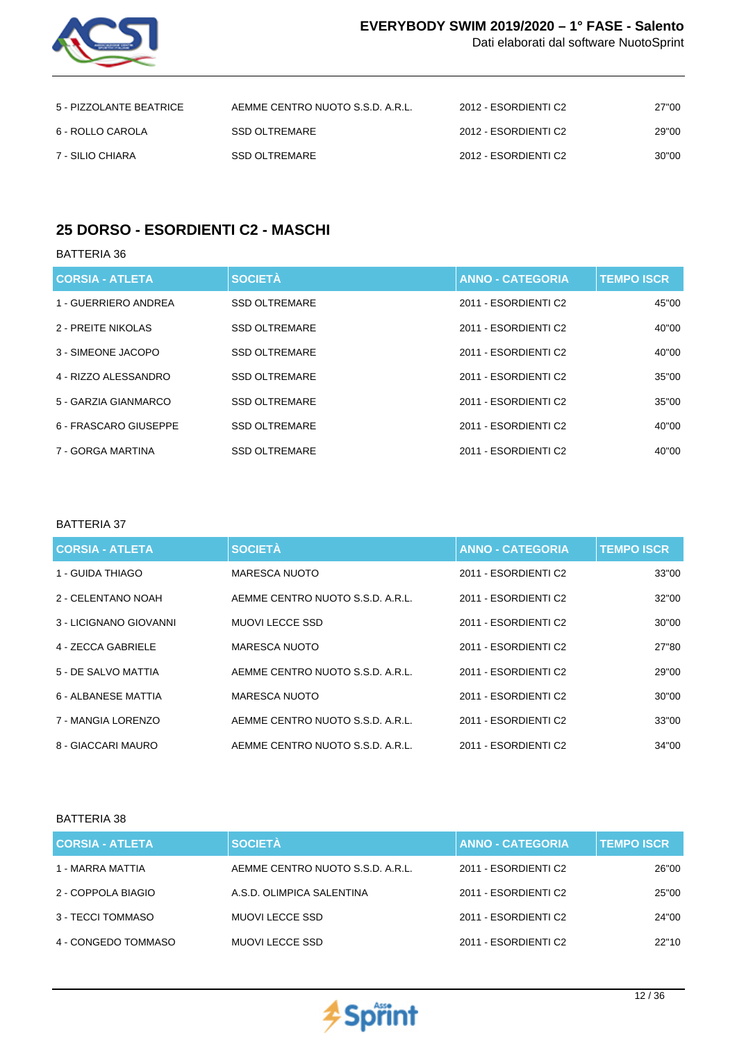| | | | |
|---|---|---|---|
| 5 - PIZZOLANTE BEATRICE | AEMME CENTRO NUOTO S.S.D. A.R.L. | 2012 - ESORDIENTI C2 | 27"00 |
| 6 - ROLLO CAROLA | SSD OLTREMARE | 2012 - ESORDIENTI C2 | 29"00 |
| 7 - SILIO CHIARA | SSD OLTREMARE | 2012 - ESORDIENTI C2 | 30"00 |

## 25 DORSO - ESORDIENTI C2 - MASCHI

BATTERIA 36

| CORSIA - ATLETA | SOCIETÀ | ANNO - CATEGORIA | TEMPO ISCR |
|---|---|---|---|
| 1 - GUERRIERO ANDREA | SSD OLTREMARE | 2011 - ESORDIENTI C2 | 45"00 |
| 2 - PREITE NIKOLAS | SSD OLTREMARE | 2011 - ESORDIENTI C2 | 40"00 |
| 3 - SIMEONE JACOPO | SSD OLTREMARE | 2011 - ESORDIENTI C2 | 40"00 |
| 4 - RIZZO ALESSANDRO | SSD OLTREMARE | 2011 - ESORDIENTI C2 | 35"00 |
| 5 - GARZIA GIANMARCO | SSD OLTREMARE | 2011 - ESORDIENTI C2 | 35"00 |
| 6 - FRASCARO GIUSEPPE | SSD OLTREMARE | 2011 - ESORDIENTI C2 | 40"00 |
| 7 - GORGA MARTINA | SSD OLTREMARE | 2011 - ESORDIENTI C2 | 40"00 |

BATTERIA 37

| CORSIA - ATLETA | SOCIETÀ | ANNO - CATEGORIA | TEMPO ISCR |
|---|---|---|---|
| 1 - GUIDA THIAGO | MARESCA NUOTO | 2011 - ESORDIENTI C2 | 33"00 |
| 2 - CELENTANO NOAH | AEMME CENTRO NUOTO S.S.D. A.R.L. | 2011 - ESORDIENTI C2 | 32"00 |
| 3 - LICIGNANO GIOVANNI | MUOVI LECCE SSD | 2011 - ESORDIENTI C2 | 30"00 |
| 4 - ZECCA GABRIELE | MARESCA NUOTO | 2011 - ESORDIENTI C2 | 27"80 |
| 5 - DE SALVO MATTIA | AEMME CENTRO NUOTO S.S.D. A.R.L. | 2011 - ESORDIENTI C2 | 29"00 |
| 6 - ALBANESE MATTIA | MARESCA NUOTO | 2011 - ESORDIENTI C2 | 30"00 |
| 7 - MANGIA LORENZO | AEMME CENTRO NUOTO S.S.D. A.R.L. | 2011 - ESORDIENTI C2 | 33"00 |
| 8 - GIACCARI MAURO | AEMME CENTRO NUOTO S.S.D. A.R.L. | 2011 - ESORDIENTI C2 | 34"00 |

BATTERIA 38

| CORSIA - ATLETA | SOCIETÀ | ANNO - CATEGORIA | TEMPO ISCR |
|---|---|---|---|
| 1 - MARRA MATTIA | AEMME CENTRO NUOTO S.S.D. A.R.L. | 2011 - ESORDIENTI C2 | 26"00 |
| 2 - COPPOLA BIAGIO | A.S.D. OLIMPICA SALENTINA | 2011 - ESORDIENTI C2 | 25"00 |
| 3 - TECCI TOMMASO | MUOVI LECCE SSD | 2011 - ESORDIENTI C2 | 24"00 |
| 4 - CONGEDO TOMMASO | MUOVI LECCE SSD | 2011 - ESORDIENTI C2 | 22"10 |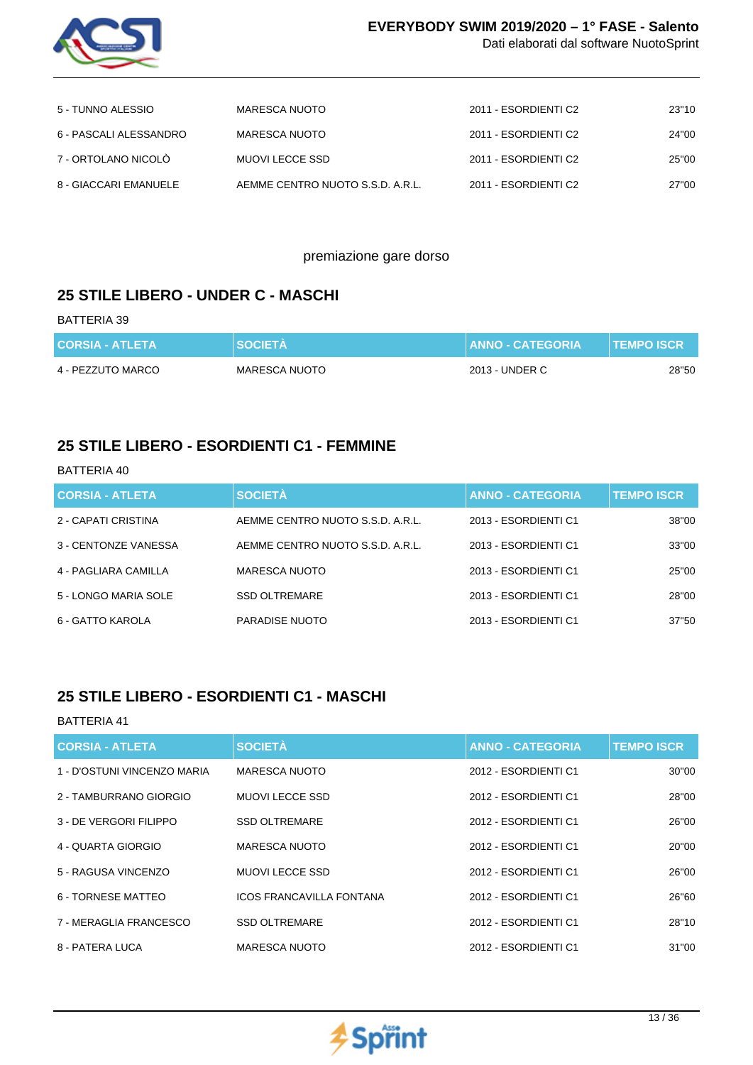| | | | |
|---|---|---|---|
| 5 - TUNNO ALESSIO | MARESCA NUOTO | 2011 - ESORDIENTI C2 | 23"10 |
| 6 - PASCALI ALESSANDRO | MARESCA NUOTO | 2011 - ESORDIENTI C2 | 24"00 |
| 7 - ORTOLANO NICOLÒ | MUOVI LECCE SSD | 2011 - ESORDIENTI C2 | 25"00 |
| 8 - GIACCARI EMANUELE | AEMME CENTRO NUOTO S.S.D. A.R.L. | 2011 - ESORDIENTI C2 | 27"00 |

premiazione gare dorso

## 25 STILE LIBERO - UNDER C - MASCHI

BATTERIA 39

| CORSIA - ATLETA | SOCIETÀ | ANNO - CATEGORIA | TEMPO ISCR |
|---|---|---|---|
| 4 - PEZZUTO MARCO | MARESCA NUOTO | 2013 - UNDER C | 28"50 |

## 25 STILE LIBERO - ESORDIENTI C1 - FEMMINE

BATTERIA 40

| CORSIA - ATLETA | SOCIETÀ | ANNO - CATEGORIA | TEMPO ISCR |
|---|---|---|---|
| 2 - CAPATI CRISTINA | AEMME CENTRO NUOTO S.S.D. A.R.L. | 2013 - ESORDIENTI C1 | 38"00 |
| 3 - CENTONZE VANESSA | AEMME CENTRO NUOTO S.S.D. A.R.L. | 2013 - ESORDIENTI C1 | 33"00 |
| 4 - PAGLIARA CAMILLA | MARESCA NUOTO | 2013 - ESORDIENTI C1 | 25"00 |
| 5 - LONGO MARIA SOLE | SSD OLTREMARE | 2013 - ESORDIENTI C1 | 28"00 |
| 6 - GATTO KAROLA | PARADISE NUOTO | 2013 - ESORDIENTI C1 | 37"50 |

## 25 STILE LIBERO - ESORDIENTI C1 - MASCHI

BATTERIA 41

| CORSIA - ATLETA | SOCIETÀ | ANNO - CATEGORIA | TEMPO ISCR |
|---|---|---|---|
| 1 - D'OSTUNI VINCENZO MARIA | MARESCA NUOTO | 2012 - ESORDIENTI C1 | 30"00 |
| 2 - TAMBURRANO GIORGIO | MUOVI LECCE SSD | 2012 - ESORDIENTI C1 | 28"00 |
| 3 - DE VERGORI FILIPPO | SSD OLTREMARE | 2012 - ESORDIENTI C1 | 26"00 |
| 4 - QUARTA GIORGIO | MARESCA NUOTO | 2012 - ESORDIENTI C1 | 20"00 |
| 5 - RAGUSA VINCENZO | MUOVI LECCE SSD | 2012 - ESORDIENTI C1 | 26"00 |
| 6 - TORNESE MATTEO | ICOS FRANCAVILLA FONTANA | 2012 - ESORDIENTI C1 | 26"60 |
| 7 - MERAGLIA FRANCESCO | SSD OLTREMARE | 2012 - ESORDIENTI C1 | 28"10 |
| 8 - PATERA LUCA | MARESCA NUOTO | 2012 - ESORDIENTI C1 | 31"00 |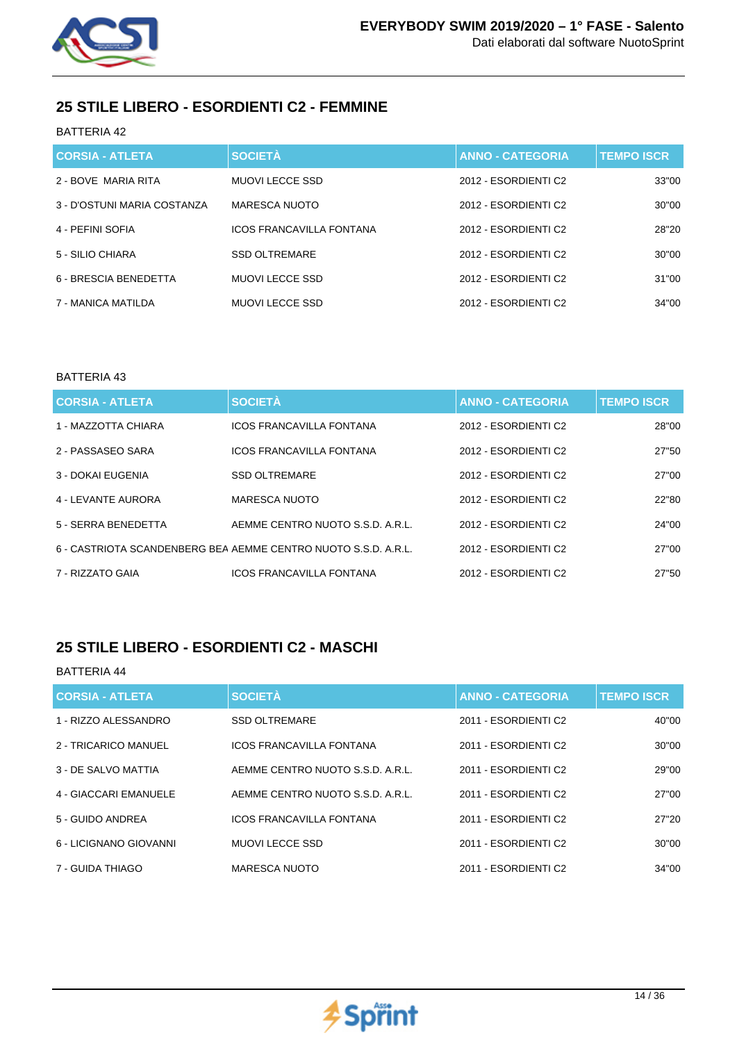## 25 STILE LIBERO - ESORDIENTI C2 - FEMMINE

BATTERIA 42

| CORSIA - ATLETA | SOCIETÀ | ANNO - CATEGORIA | TEMPO ISCR |
|---|---|---|---|
| 2 - BOVE  MARIA RITA | MUOVI LECCE SSD | 2012 - ESORDIENTI C2 | 33"00 |
| 3 - D'OSTUNI MARIA COSTANZA | MARESCA NUOTO | 2012 - ESORDIENTI C2 | 30"00 |
| 4 - PEFINI SOFIA | ICOS FRANCAVILLA FONTANA | 2012 - ESORDIENTI C2 | 28"20 |
| 5 - SILIO CHIARA | SSD OLTREMARE | 2012 - ESORDIENTI C2 | 30"00 |
| 6 - BRESCIA BENEDETTA | MUOVI LECCE SSD | 2012 - ESORDIENTI C2 | 31"00 |
| 7 - MANICA MATILDA | MUOVI LECCE SSD | 2012 - ESORDIENTI C2 | 34"00 |

BATTERIA 43

| CORSIA - ATLETA | SOCIETÀ | ANNO - CATEGORIA | TEMPO ISCR |
|---|---|---|---|
| 1 - MAZZOTTA CHIARA | ICOS FRANCAVILLA FONTANA | 2012 - ESORDIENTI C2 | 28"00 |
| 2 - PASSASEO SARA | ICOS FRANCAVILLA FONTANA | 2012 - ESORDIENTI C2 | 27"50 |
| 3 - DOKAI EUGENIA | SSD OLTREMARE | 2012 - ESORDIENTI C2 | 27"00 |
| 4 - LEVANTE AURORA | MARESCA NUOTO | 2012 - ESORDIENTI C2 | 22"80 |
| 5 - SERRA BENEDETTA | AEMME CENTRO NUOTO S.S.D. A.R.L. | 2012 - ESORDIENTI C2 | 24"00 |
| 6 - CASTRIOTA SCANDENBERG BEA | AEMME CENTRO NUOTO S.S.D. A.R.L. | 2012 - ESORDIENTI C2 | 27"00 |
| 7 - RIZZATO GAIA | ICOS FRANCAVILLA FONTANA | 2012 - ESORDIENTI C2 | 27"50 |

## 25 STILE LIBERO - ESORDIENTI C2 - MASCHI

BATTERIA 44

| CORSIA - ATLETA | SOCIETÀ | ANNO - CATEGORIA | TEMPO ISCR |
|---|---|---|---|
| 1 - RIZZO ALESSANDRO | SSD OLTREMARE | 2011 - ESORDIENTI C2 | 40"00 |
| 2 - TRICARICO MANUEL | ICOS FRANCAVILLA FONTANA | 2011 - ESORDIENTI C2 | 30"00 |
| 3 - DE SALVO MATTIA | AEMME CENTRO NUOTO S.S.D. A.R.L. | 2011 - ESORDIENTI C2 | 29"00 |
| 4 - GIACCARI EMANUELE | AEMME CENTRO NUOTO S.S.D. A.R.L. | 2011 - ESORDIENTI C2 | 27"00 |
| 5 - GUIDO ANDREA | ICOS FRANCAVILLA FONTANA | 2011 - ESORDIENTI C2 | 27"20 |
| 6 - LICIGNANO GIOVANNI | MUOVI LECCE SSD | 2011 - ESORDIENTI C2 | 30"00 |
| 7 - GUIDA THIAGO | MARESCA NUOTO | 2011 - ESORDIENTI C2 | 34"00 |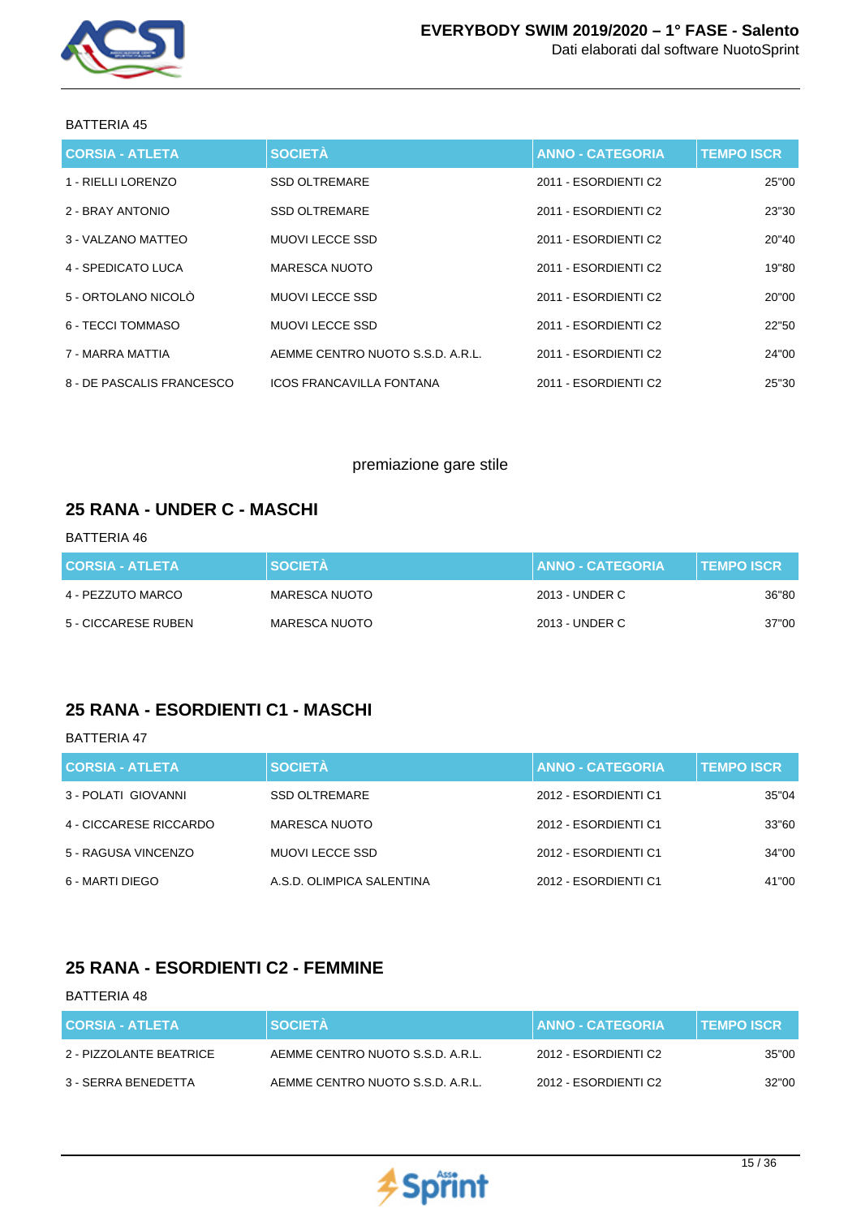BATTERIA 45

| CORSIA - ATLETA | SOCIETÀ | ANNO - CATEGORIA | TEMPO ISCR |
|---|---|---|---|
| 1 - RIELLI LORENZO | SSD OLTREMARE | 2011 - ESORDIENTI C2 | 25"00 |
| 2 - BRAY ANTONIO | SSD OLTREMARE | 2011 - ESORDIENTI C2 | 23"30 |
| 3 - VALZANO MATTEO | MUOVI LECCE SSD | 2011 - ESORDIENTI C2 | 20"40 |
| 4 - SPEDICATO LUCA | MARESCA NUOTO | 2011 - ESORDIENTI C2 | 19"80 |
| 5 - ORTOLANO NICOLÒ | MUOVI LECCE SSD | 2011 - ESORDIENTI C2 | 20"00 |
| 6 - TECCI TOMMASO | MUOVI LECCE SSD | 2011 - ESORDIENTI C2 | 22"50 |
| 7 - MARRA MATTIA | AEMME CENTRO NUOTO S.S.D. A.R.L. | 2011 - ESORDIENTI C2 | 24"00 |
| 8 - DE PASCALIS FRANCESCO | ICOS FRANCAVILLA FONTANA | 2011 - ESORDIENTI C2 | 25"30 |

premiazione gare stile

## 25 RANA - UNDER C - MASCHI

BATTERIA 46

| CORSIA - ATLETA | SOCIETÀ | ANNO - CATEGORIA | TEMPO ISCR |
|---|---|---|---|
| 4 - PEZZUTO MARCO | MARESCA NUOTO | 2013 - UNDER C | 36"80 |
| 5 - CICCARESE RUBEN | MARESCA NUOTO | 2013 - UNDER C | 37"00 |

## 25 RANA - ESORDIENTI C1 - MASCHI

BATTERIA 47

| CORSIA - ATLETA | SOCIETÀ | ANNO - CATEGORIA | TEMPO ISCR |
|---|---|---|---|
| 3 - POLATI GIOVANNI | SSD OLTREMARE | 2012 - ESORDIENTI C1 | 35"04 |
| 4 - CICCARESE RICCARDO | MARESCA NUOTO | 2012 - ESORDIENTI C1 | 33"60 |
| 5 - RAGUSA VINCENZO | MUOVI LECCE SSD | 2012 - ESORDIENTI C1 | 34"00 |
| 6 - MARTI DIEGO | A.S.D. OLIMPICA SALENTINA | 2012 - ESORDIENTI C1 | 41"00 |

## 25 RANA - ESORDIENTI C2 - FEMMINE

BATTERIA 48

| CORSIA - ATLETA | SOCIETÀ | ANNO - CATEGORIA | TEMPO ISCR |
|---|---|---|---|
| 2 - PIZZOLANTE BEATRICE | AEMME CENTRO NUOTO S.S.D. A.R.L. | 2012 - ESORDIENTI C2 | 35"00 |
| 3 - SERRA BENEDETTA | AEMME CENTRO NUOTO S.S.D. A.R.L. | 2012 - ESORDIENTI C2 | 32"00 |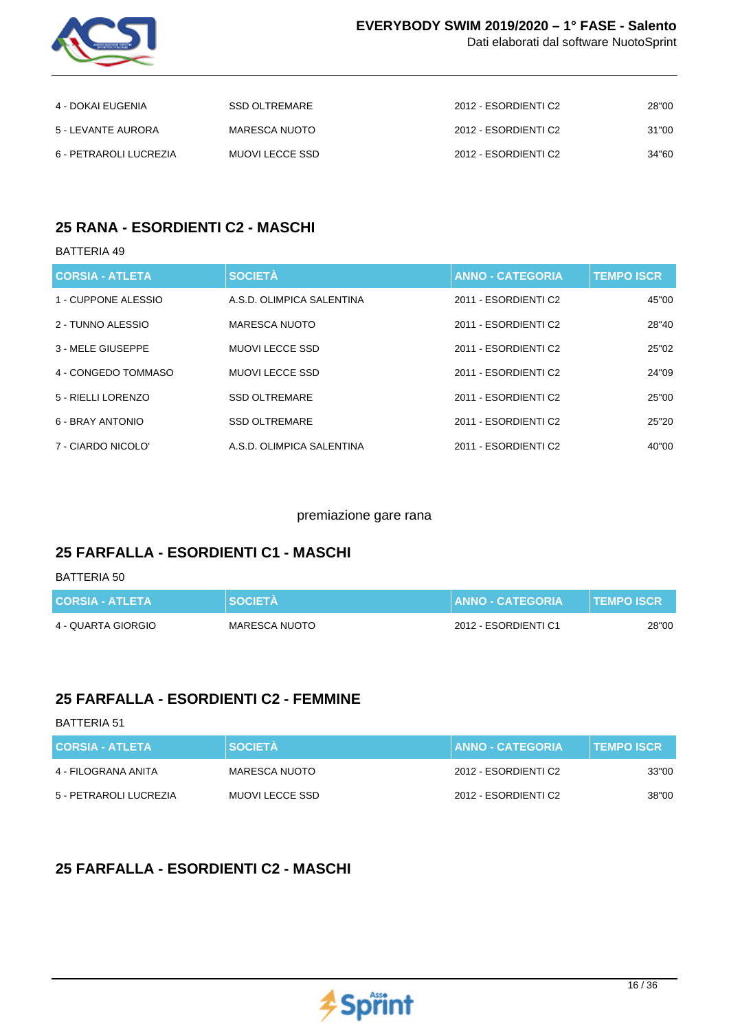| 4 - DOKAI EUGENIA | SSD OLTREMARE | 2012 - ESORDIENTI C2 | 28"00 |
|---|---|---|---|
| 5 - LEVANTE AURORA | MARESCA NUOTO | 2012 - ESORDIENTI C2 | 31"00 |
| 6 - PETRAROLI LUCREZIA | MUOVI LECCE SSD | 2012 - ESORDIENTI C2 | 34"60 |

## 25 RANA - ESORDIENTI C2 - MASCHI

BATTERIA 49

| CORSIA - ATLETA | SOCIETÀ | ANNO - CATEGORIA | TEMPO ISCR |
|---|---|---|---|
| 1 - CUPPONE ALESSIO | A.S.D. OLIMPICA SALENTINA | 2011 - ESORDIENTI C2 | 45"00 |
| 2 - TUNNO ALESSIO | MARESCA NUOTO | 2011 - ESORDIENTI C2 | 28"40 |
| 3 - MELE GIUSEPPE | MUOVI LECCE SSD | 2011 - ESORDIENTI C2 | 25"02 |
| 4 - CONGEDO TOMMASO | MUOVI LECCE SSD | 2011 - ESORDIENTI C2 | 24"09 |
| 5 - RIELLI LORENZO | SSD OLTREMARE | 2011 - ESORDIENTI C2 | 25"00 |
| 6 - BRAY ANTONIO | SSD OLTREMARE | 2011 - ESORDIENTI C2 | 25"20 |
| 7 - CIARDO NICOLO' | A.S.D. OLIMPICA SALENTINA | 2011 - ESORDIENTI C2 | 40"00 |

premiazione gare rana

## 25 FARFALLA - ESORDIENTI C1 - MASCHI

BATTERIA 50

| CORSIA - ATLETA | SOCIETÀ | ANNO - CATEGORIA | TEMPO ISCR |
|---|---|---|---|
| 4 - QUARTA GIORGIO | MARESCA NUOTO | 2012 - ESORDIENTI C1 | 28"00 |

## 25 FARFALLA - ESORDIENTI C2 - FEMMINE

BATTERIA 51

| CORSIA - ATLETA | SOCIETÀ | ANNO - CATEGORIA | TEMPO ISCR |
|---|---|---|---|
| 4 - FILOGRANA ANITA | MARESCA NUOTO | 2012 - ESORDIENTI C2 | 33"00 |
| 5 - PETRAROLI LUCREZIA | MUOVI LECCE SSD | 2012 - ESORDIENTI C2 | 38"00 |

## 25 FARFALLA - ESORDIENTI C2 - MASCHI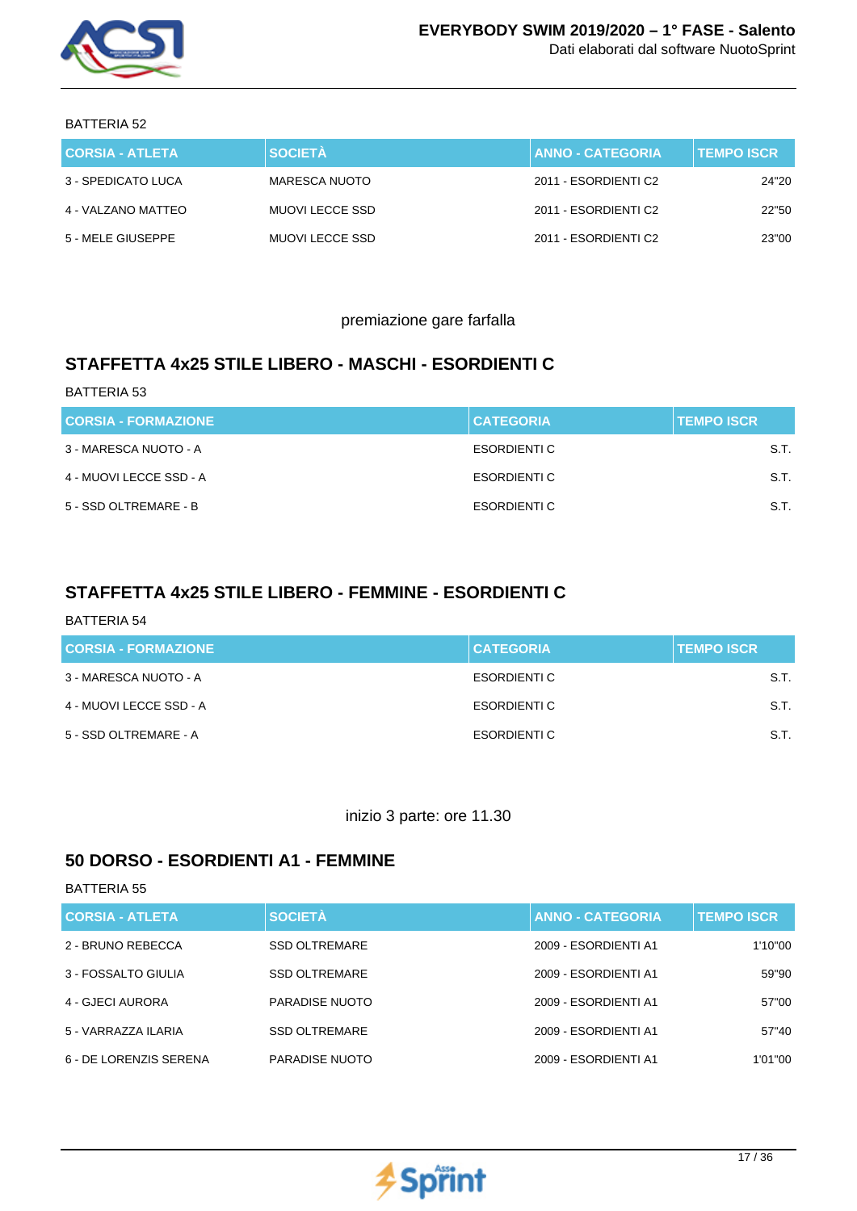BATTERIA 52

| CORSIA - ATLETA | SOCIETÀ | ANNO - CATEGORIA | TEMPO ISCR |
|---|---|---|---|
| 3 - SPEDICATO LUCA | MARESCA NUOTO | 2011 - ESORDIENTI C2 | 24"20 |
| 4 - VALZANO MATTEO | MUOVI LECCE SSD | 2011 - ESORDIENTI C2 | 22"50 |
| 5 - MELE GIUSEPPE | MUOVI LECCE SSD | 2011 - ESORDIENTI C2 | 23"00 |

premiazione gare farfalla

## STAFFETTA 4x25 STILE LIBERO - MASCHI - ESORDIENTI C

BATTERIA 53

| CORSIA - FORMAZIONE | CATEGORIA | TEMPO ISCR |
|---|---|---|
| 3 - MARESCA NUOTO - A | ESORDIENTI C | S.T. |
| 4 - MUOVI LECCE SSD - A | ESORDIENTI C | S.T. |
| 5 - SSD OLTREMARE - B | ESORDIENTI C | S.T. |

## STAFFETTA 4x25 STILE LIBERO - FEMMINE - ESORDIENTI C

BATTERIA 54

| CORSIA - FORMAZIONE | CATEGORIA | TEMPO ISCR |
|---|---|---|
| 3 - MARESCA NUOTO - A | ESORDIENTI C | S.T. |
| 4 - MUOVI LECCE SSD - A | ESORDIENTI C | S.T. |
| 5 - SSD OLTREMARE - A | ESORDIENTI C | S.T. |

inizio 3 parte: ore 11.30

## 50 DORSO - ESORDIENTI A1 - FEMMINE

BATTERIA 55

| CORSIA - ATLETA | SOCIETÀ | ANNO - CATEGORIA | TEMPO ISCR |
|---|---|---|---|
| 2 - BRUNO REBECCA | SSD OLTREMARE | 2009 - ESORDIENTI A1 | 1'10"00 |
| 3 - FOSSALTO GIULIA | SSD OLTREMARE | 2009 - ESORDIENTI A1 | 59"90 |
| 4 - GJECI AURORA | PARADISE NUOTO | 2009 - ESORDIENTI A1 | 57"00 |
| 5 - VARRAZZA ILARIA | SSD OLTREMARE | 2009 - ESORDIENTI A1 | 57"40 |
| 6 - DE LORENZIS SERENA | PARADISE NUOTO | 2009 - ESORDIENTI A1 | 1'01"00 |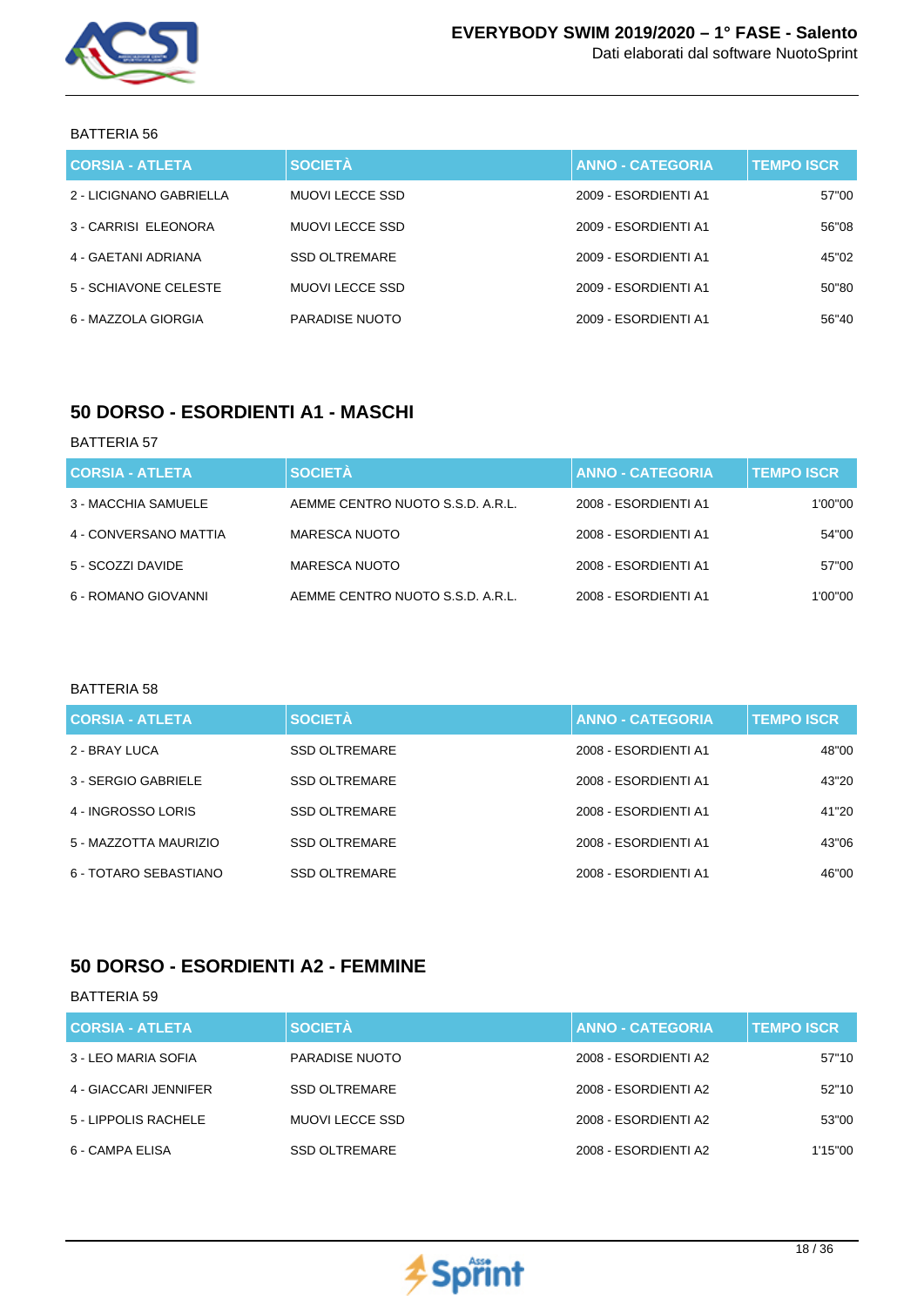BATTERIA 56

| CORSIA - ATLETA | SOCIETÀ | ANNO - CATEGORIA | TEMPO ISCR |
|---|---|---|---|
| 2 - LICIGNANO GABRIELLA | MUOVI LECCE SSD | 2009 - ESORDIENTI A1 | 57"00 |
| 3 - CARRISI ELEONORA | MUOVI LECCE SSD | 2009 - ESORDIENTI A1 | 56"08 |
| 4 - GAETANI ADRIANA | SSD OLTREMARE | 2009 - ESORDIENTI A1 | 45"02 |
| 5 - SCHIAVONE CELESTE | MUOVI LECCE SSD | 2009 - ESORDIENTI A1 | 50"80 |
| 6 - MAZZOLA GIORGIA | PARADISE NUOTO | 2009 - ESORDIENTI A1 | 56"40 |

## 50 DORSO - ESORDIENTI A1 - MASCHI

BATTERIA 57

| CORSIA - ATLETA | SOCIETÀ | ANNO - CATEGORIA | TEMPO ISCR |
|---|---|---|---|
| 3 - MACCHIA SAMUELE | AEMME CENTRO NUOTO S.S.D. A.R.L. | 2008 - ESORDIENTI A1 | 1'00"00 |
| 4 - CONVERSANO MATTIA | MARESCA NUOTO | 2008 - ESORDIENTI A1 | 54"00 |
| 5 - SCOZZI DAVIDE | MARESCA NUOTO | 2008 - ESORDIENTI A1 | 57"00 |
| 6 - ROMANO GIOVANNI | AEMME CENTRO NUOTO S.S.D. A.R.L. | 2008 - ESORDIENTI A1 | 1'00"00 |

BATTERIA 58

| CORSIA - ATLETA | SOCIETÀ | ANNO - CATEGORIA | TEMPO ISCR |
|---|---|---|---|
| 2 - BRAY LUCA | SSD OLTREMARE | 2008 - ESORDIENTI A1 | 48"00 |
| 3 - SERGIO GABRIELE | SSD OLTREMARE | 2008 - ESORDIENTI A1 | 43"20 |
| 4 - INGROSSO LORIS | SSD OLTREMARE | 2008 - ESORDIENTI A1 | 41"20 |
| 5 - MAZZOTTA MAURIZIO | SSD OLTREMARE | 2008 - ESORDIENTI A1 | 43"06 |
| 6 - TOTARO SEBASTIANO | SSD OLTREMARE | 2008 - ESORDIENTI A1 | 46"00 |

## 50 DORSO - ESORDIENTI A2 - FEMMINE

BATTERIA 59

| CORSIA - ATLETA | SOCIETÀ | ANNO - CATEGORIA | TEMPO ISCR |
|---|---|---|---|
| 3 - LEO MARIA SOFIA | PARADISE NUOTO | 2008 - ESORDIENTI A2 | 57"10 |
| 4 - GIACCARI JENNIFER | SSD OLTREMARE | 2008 - ESORDIENTI A2 | 52"10 |
| 5 - LIPPOLIS RACHELE | MUOVI LECCE SSD | 2008 - ESORDIENTI A2 | 53"00 |
| 6 - CAMPA ELISA | SSD OLTREMARE | 2008 - ESORDIENTI A2 | 1'15"00 |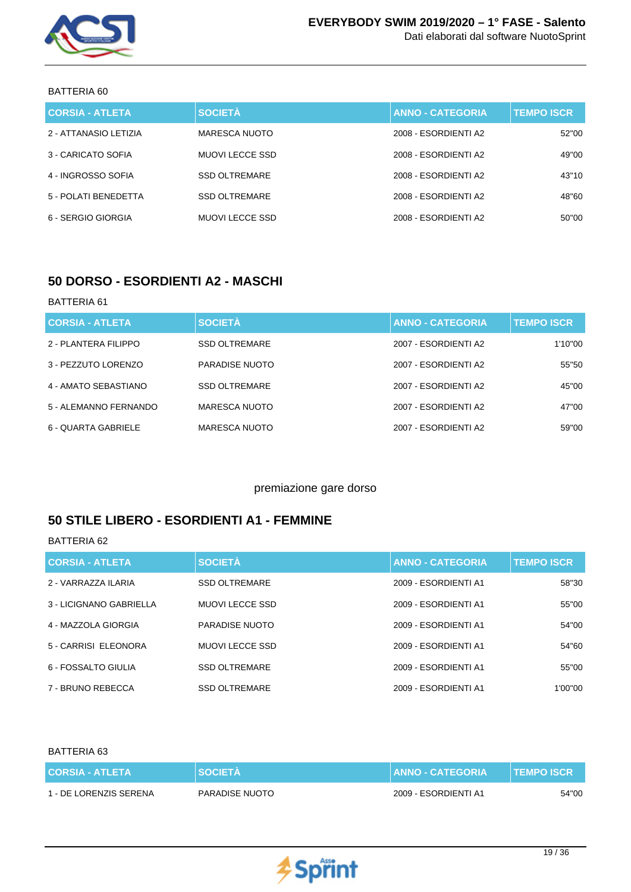BATTERIA 60

| CORSIA - ATLETA | SOCIETÀ | ANNO - CATEGORIA | TEMPO ISCR |
|---|---|---|---|
| 2 - ATTANASIO LETIZIA | MARESCA NUOTO | 2008 - ESORDIENTI A2 | 52"00 |
| 3 - CARICATO SOFIA | MUOVI LECCE SSD | 2008 - ESORDIENTI A2 | 49"00 |
| 4 - INGROSSO SOFIA | SSD OLTREMARE | 2008 - ESORDIENTI A2 | 43"10 |
| 5 - POLATI BENEDETTA | SSD OLTREMARE | 2008 - ESORDIENTI A2 | 48"60 |
| 6 - SERGIO GIORGIA | MUOVI LECCE SSD | 2008 - ESORDIENTI A2 | 50"00 |

## 50 DORSO - ESORDIENTI A2 - MASCHI

BATTERIA 61

| CORSIA - ATLETA | SOCIETÀ | ANNO - CATEGORIA | TEMPO ISCR |
|---|---|---|---|
| 2 - PLANTERA FILIPPO | SSD OLTREMARE | 2007 - ESORDIENTI A2 | 1'10"00 |
| 3 - PEZZUTO LORENZO | PARADISE NUOTO | 2007 - ESORDIENTI A2 | 55"50 |
| 4 - AMATO SEBASTIANO | SSD OLTREMARE | 2007 - ESORDIENTI A2 | 45"00 |
| 5 - ALEMANNO FERNANDO | MARESCA NUOTO | 2007 - ESORDIENTI A2 | 47"00 |
| 6 - QUARTA GABRIELE | MARESCA NUOTO | 2007 - ESORDIENTI A2 | 59"00 |

premiazione gare dorso

## 50 STILE LIBERO - ESORDIENTI A1 - FEMMINE

BATTERIA 62

| CORSIA - ATLETA | SOCIETÀ | ANNO - CATEGORIA | TEMPO ISCR |
|---|---|---|---|
| 2 - VARRAZZA ILARIA | SSD OLTREMARE | 2009 - ESORDIENTI A1 | 58"30 |
| 3 - LICIGNANO GABRIELLA | MUOVI LECCE SSD | 2009 - ESORDIENTI A1 | 55"00 |
| 4 - MAZZOLA GIORGIA | PARADISE NUOTO | 2009 - ESORDIENTI A1 | 54"00 |
| 5 - CARRISI ELEONORA | MUOVI LECCE SSD | 2009 - ESORDIENTI A1 | 54"60 |
| 6 - FOSSALTO GIULIA | SSD OLTREMARE | 2009 - ESORDIENTI A1 | 55"00 |
| 7 - BRUNO REBECCA | SSD OLTREMARE | 2009 - ESORDIENTI A1 | 1'00"00 |

BATTERIA 63

| CORSIA - ATLETA | SOCIETÀ | ANNO - CATEGORIA | TEMPO ISCR |
|---|---|---|---|
| 1 - DE LORENZIS SERENA | PARADISE NUOTO | 2009 - ESORDIENTI A1 | 54"00 |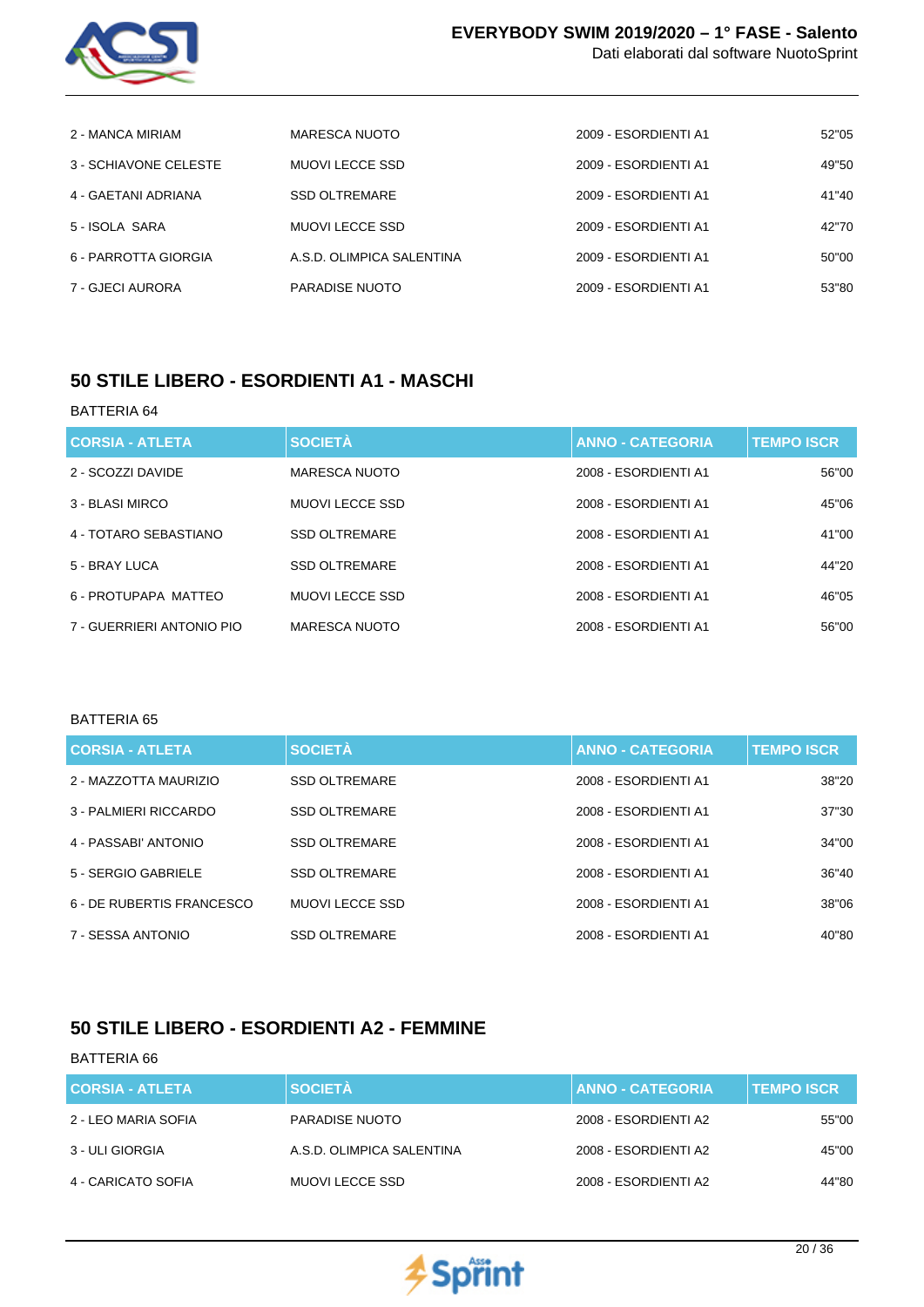| | | | |
|---|---|---|---|
| 2 - MANCA MIRIAM | MARESCA NUOTO | 2009 - ESORDIENTI A1 | 52"05 |
| 3 - SCHIAVONE CELESTE | MUOVI LECCE SSD | 2009 - ESORDIENTI A1 | 49"50 |
| 4 - GAETANI ADRIANA | SSD OLTREMARE | 2009 - ESORDIENTI A1 | 41"40 |
| 5 - ISOLA SARA | MUOVI LECCE SSD | 2009 - ESORDIENTI A1 | 42"70 |
| 6 - PARROTTA GIORGIA | A.S.D. OLIMPICA SALENTINA | 2009 - ESORDIENTI A1 | 50"00 |
| 7 - GJECI AURORA | PARADISE NUOTO | 2009 - ESORDIENTI A1 | 53"80 |

## 50 STILE LIBERO - ESORDIENTI A1 - MASCHI

BATTERIA 64

| CORSIA - ATLETA | SOCIETÀ | ANNO - CATEGORIA | TEMPO ISCR |
|---|---|---|---|
| 2 - SCOZZI DAVIDE | MARESCA NUOTO | 2008 - ESORDIENTI A1 | 56"00 |
| 3 - BLASI MIRCO | MUOVI LECCE SSD | 2008 - ESORDIENTI A1 | 45"06 |
| 4 - TOTARO SEBASTIANO | SSD OLTREMARE | 2008 - ESORDIENTI A1 | 41"00 |
| 5 - BRAY LUCA | SSD OLTREMARE | 2008 - ESORDIENTI A1 | 44"20 |
| 6 - PROTUPAPA MATTEO | MUOVI LECCE SSD | 2008 - ESORDIENTI A1 | 46"05 |
| 7 - GUERRIERI ANTONIO PIO | MARESCA NUOTO | 2008 - ESORDIENTI A1 | 56"00 |

BATTERIA 65

| CORSIA - ATLETA | SOCIETÀ | ANNO - CATEGORIA | TEMPO ISCR |
|---|---|---|---|
| 2 - MAZZOTTA MAURIZIO | SSD OLTREMARE | 2008 - ESORDIENTI A1 | 38"20 |
| 3 - PALMIERI RICCARDO | SSD OLTREMARE | 2008 - ESORDIENTI A1 | 37"30 |
| 4 - PASSABI' ANTONIO | SSD OLTREMARE | 2008 - ESORDIENTI A1 | 34"00 |
| 5 - SERGIO GABRIELE | SSD OLTREMARE | 2008 - ESORDIENTI A1 | 36"40 |
| 6 - DE RUBERTIS FRANCESCO | MUOVI LECCE SSD | 2008 - ESORDIENTI A1 | 38"06 |
| 7 - SESSA ANTONIO | SSD OLTREMARE | 2008 - ESORDIENTI A1 | 40"80 |

## 50 STILE LIBERO - ESORDIENTI A2 - FEMMINE

BATTERIA 66

| CORSIA - ATLETA | SOCIETÀ | ANNO - CATEGORIA | TEMPO ISCR |
|---|---|---|---|
| 2 - LEO MARIA SOFIA | PARADISE NUOTO | 2008 - ESORDIENTI A2 | 55"00 |
| 3 - ULI GIORGIA | A.S.D. OLIMPICA SALENTINA | 2008 - ESORDIENTI A2 | 45"00 |
| 4 - CARICATO SOFIA | MUOVI LECCE SSD | 2008 - ESORDIENTI A2 | 44"80 |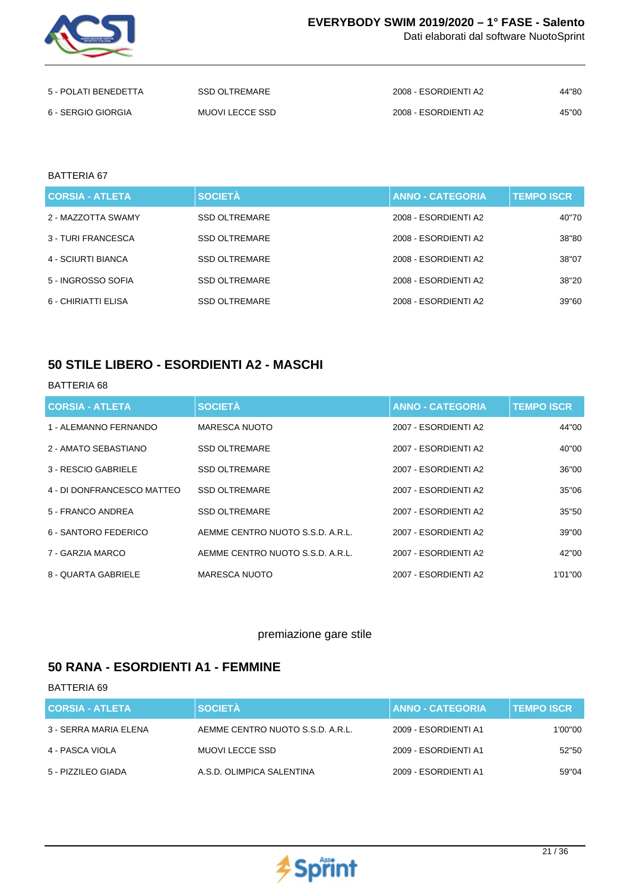| | | | |
|---|---|---|---|
| 5 - POLATI BENEDETTA | SSD OLTREMARE | 2008 - ESORDIENTI A2 | 44"80 |
| 6 - SERGIO GIORGIA | MUOVI LECCE SSD | 2008 - ESORDIENTI A2 | 45"00 |

BATTERIA 67

| CORSIA - ATLETA | SOCIETÀ | ANNO - CATEGORIA | TEMPO ISCR |
|---|---|---|---|
| 2 - MAZZOTTA SWAMY | SSD OLTREMARE | 2008 - ESORDIENTI A2 | 40"70 |
| 3 - TURI FRANCESCA | SSD OLTREMARE | 2008 - ESORDIENTI A2 | 38"80 |
| 4 - SCIURTI BIANCA | SSD OLTREMARE | 2008 - ESORDIENTI A2 | 38"07 |
| 5 - INGROSSO SOFIA | SSD OLTREMARE | 2008 - ESORDIENTI A2 | 38"20 |
| 6 - CHIRIATTI ELISA | SSD OLTREMARE | 2008 - ESORDIENTI A2 | 39"60 |

## 50 STILE LIBERO - ESORDIENTI A2 - MASCHI

BATTERIA 68

| CORSIA - ATLETA | SOCIETÀ | ANNO - CATEGORIA | TEMPO ISCR |
|---|---|---|---|
| 1 - ALEMANNO FERNANDO | MARESCA NUOTO | 2007 - ESORDIENTI A2 | 44"00 |
| 2 - AMATO SEBASTIANO | SSD OLTREMARE | 2007 - ESORDIENTI A2 | 40"00 |
| 3 - RESCIO GABRIELE | SSD OLTREMARE | 2007 - ESORDIENTI A2 | 36"00 |
| 4 - DI DONFRANCESCO MATTEO | SSD OLTREMARE | 2007 - ESORDIENTI A2 | 35"06 |
| 5 - FRANCO ANDREA | SSD OLTREMARE | 2007 - ESORDIENTI A2 | 35"50 |
| 6 - SANTORO FEDERICO | AEMME CENTRO NUOTO S.S.D. A.R.L. | 2007 - ESORDIENTI A2 | 39"00 |
| 7 - GARZIA MARCO | AEMME CENTRO NUOTO S.S.D. A.R.L. | 2007 - ESORDIENTI A2 | 42"00 |
| 8 - QUARTA GABRIELE | MARESCA NUOTO | 2007 - ESORDIENTI A2 | 1'01"00 |

premiazione gare stile

## 50 RANA - ESORDIENTI A1 - FEMMINE

BATTERIA 69

| CORSIA - ATLETA | SOCIETÀ | ANNO - CATEGORIA | TEMPO ISCR |
|---|---|---|---|
| 3 - SERRA MARIA ELENA | AEMME CENTRO NUOTO S.S.D. A.R.L. | 2009 - ESORDIENTI A1 | 1'00"00 |
| 4 - PASCA VIOLA | MUOVI LECCE SSD | 2009 - ESORDIENTI A1 | 52"50 |
| 5 - PIZZILEO GIADA | A.S.D. OLIMPICA SALENTINA | 2009 - ESORDIENTI A1 | 59"04 |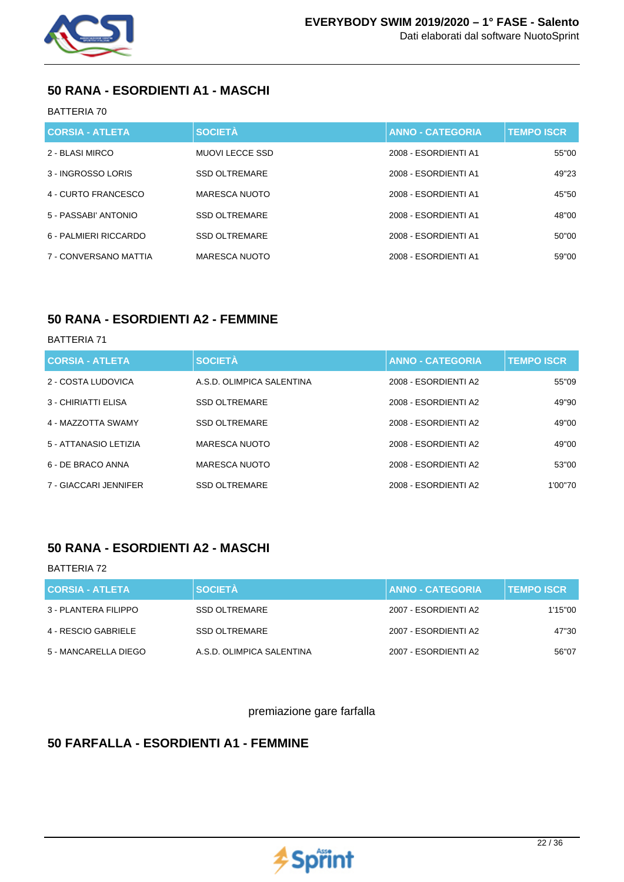## 50 RANA - ESORDIENTI A1 - MASCHI

BATTERIA 70

| CORSIA - ATLETA | SOCIETÀ | ANNO - CATEGORIA | TEMPO ISCR |
|---|---|---|---|
| 2 - BLASI MIRCO | MUOVI LECCE SSD | 2008 - ESORDIENTI A1 | 55"00 |
| 3 - INGROSSO LORIS | SSD OLTREMARE | 2008 - ESORDIENTI A1 | 49"23 |
| 4 - CURTO FRANCESCO | MARESCA NUOTO | 2008 - ESORDIENTI A1 | 45"50 |
| 5 - PASSABI' ANTONIO | SSD OLTREMARE | 2008 - ESORDIENTI A1 | 48"00 |
| 6 - PALMIERI RICCARDO | SSD OLTREMARE | 2008 - ESORDIENTI A1 | 50"00 |
| 7 - CONVERSANO MATTIA | MARESCA NUOTO | 2008 - ESORDIENTI A1 | 59"00 |

## 50 RANA - ESORDIENTI A2 - FEMMINE

BATTERIA 71

| CORSIA - ATLETA | SOCIETÀ | ANNO - CATEGORIA | TEMPO ISCR |
|---|---|---|---|
| 2 - COSTA LUDOVICA | A.S.D. OLIMPICA SALENTINA | 2008 - ESORDIENTI A2 | 55"09 |
| 3 - CHIRIATTI ELISA | SSD OLTREMARE | 2008 - ESORDIENTI A2 | 49"90 |
| 4 - MAZZOTTA SWAMY | SSD OLTREMARE | 2008 - ESORDIENTI A2 | 49"00 |
| 5 - ATTANASIO LETIZIA | MARESCA NUOTO | 2008 - ESORDIENTI A2 | 49"00 |
| 6 - DE BRACO ANNA | MARESCA NUOTO | 2008 - ESORDIENTI A2 | 53"00 |
| 7 - GIACCARI JENNIFER | SSD OLTREMARE | 2008 - ESORDIENTI A2 | 1'00"70 |

## 50 RANA - ESORDIENTI A2 - MASCHI

BATTERIA 72

| CORSIA - ATLETA | SOCIETÀ | ANNO - CATEGORIA | TEMPO ISCR |
|---|---|---|---|
| 3 - PLANTERA FILIPPO | SSD OLTREMARE | 2007 - ESORDIENTI A2 | 1'15"00 |
| 4 - RESCIO GABRIELE | SSD OLTREMARE | 2007 - ESORDIENTI A2 | 47"30 |
| 5 - MANCARELLA DIEGO | A.S.D. OLIMPICA SALENTINA | 2007 - ESORDIENTI A2 | 56"07 |

premiazione gare farfalla

## 50 FARFALLA - ESORDIENTI A1 - FEMMINE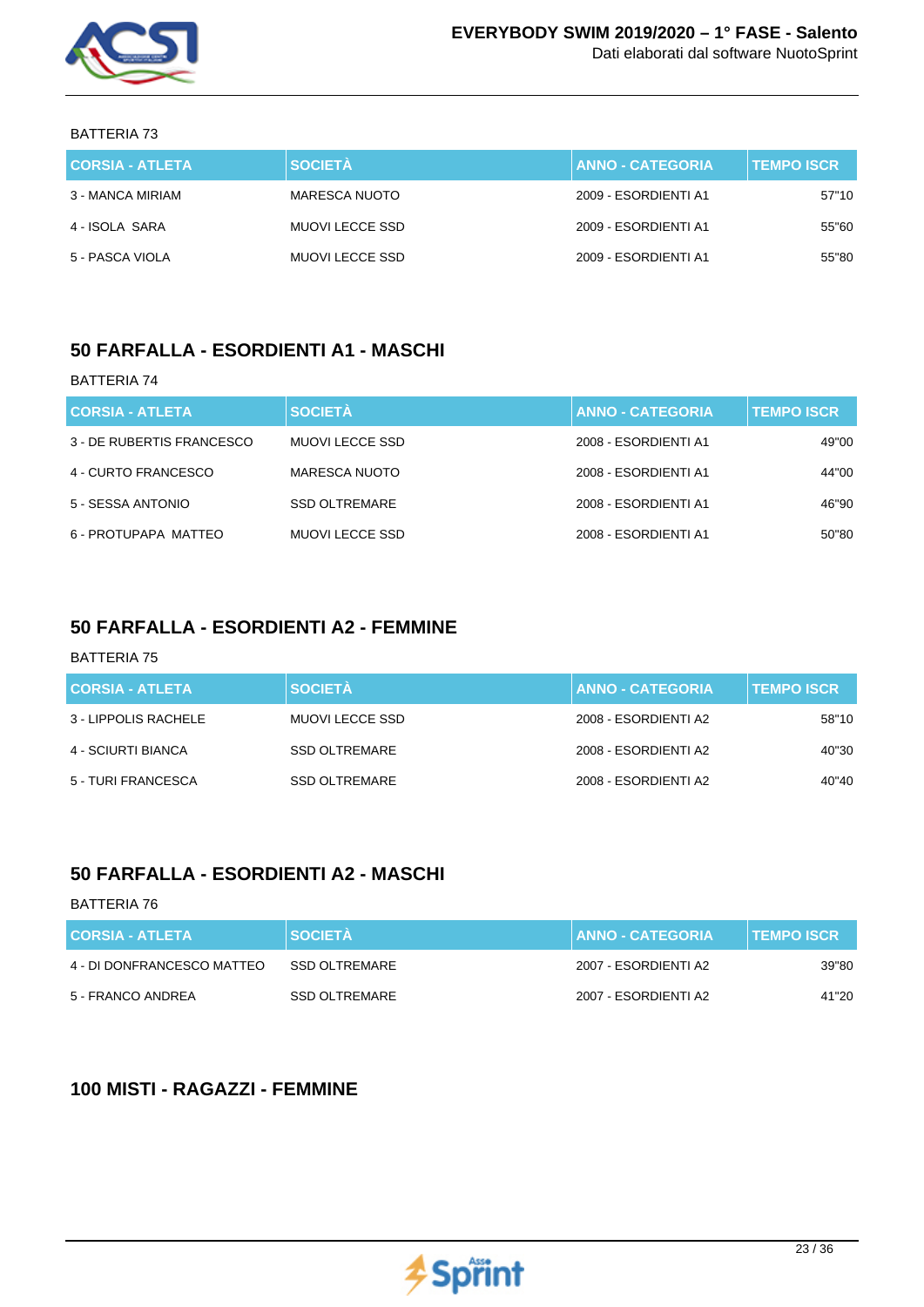BATTERIA 73

| CORSIA - ATLETA | SOCIETÀ | ANNO - CATEGORIA | TEMPO ISCR |
|---|---|---|---|
| 3 - MANCA MIRIAM | MARESCA NUOTO | 2009 - ESORDIENTI A1 | 57"10 |
| 4 - ISOLA SARA | MUOVI LECCE SSD | 2009 - ESORDIENTI A1 | 55"60 |
| 5 - PASCA VIOLA | MUOVI LECCE SSD | 2009 - ESORDIENTI A1 | 55"80 |

## 50 FARFALLA - ESORDIENTI A1 - MASCHI

BATTERIA 74

| CORSIA - ATLETA | SOCIETÀ | ANNO - CATEGORIA | TEMPO ISCR |
|---|---|---|---|
| 3 - DE RUBERTIS FRANCESCO | MUOVI LECCE SSD | 2008 - ESORDIENTI A1 | 49"00 |
| 4 - CURTO FRANCESCO | MARESCA NUOTO | 2008 - ESORDIENTI A1 | 44"00 |
| 5 - SESSA ANTONIO | SSD OLTREMARE | 2008 - ESORDIENTI A1 | 46"90 |
| 6 - PROTUPAPA MATTEO | MUOVI LECCE SSD | 2008 - ESORDIENTI A1 | 50"80 |

## 50 FARFALLA - ESORDIENTI A2 - FEMMINE

BATTERIA 75

| CORSIA - ATLETA | SOCIETÀ | ANNO - CATEGORIA | TEMPO ISCR |
|---|---|---|---|
| 3 - LIPPOLIS RACHELE | MUOVI LECCE SSD | 2008 - ESORDIENTI A2 | 58"10 |
| 4 - SCIURTI BIANCA | SSD OLTREMARE | 2008 - ESORDIENTI A2 | 40"30 |
| 5 - TURI FRANCESCA | SSD OLTREMARE | 2008 - ESORDIENTI A2 | 40"40 |

## 50 FARFALLA - ESORDIENTI A2 - MASCHI

BATTERIA 76

| CORSIA - ATLETA | SOCIETÀ | ANNO - CATEGORIA | TEMPO ISCR |
|---|---|---|---|
| 4 - DI DONFRANCESCO MATTEO | SSD OLTREMARE | 2007 - ESORDIENTI A2 | 39"80 |
| 5 - FRANCO ANDREA | SSD OLTREMARE | 2007 - ESORDIENTI A2 | 41"20 |

## 100 MISTI - RAGAZZI - FEMMINE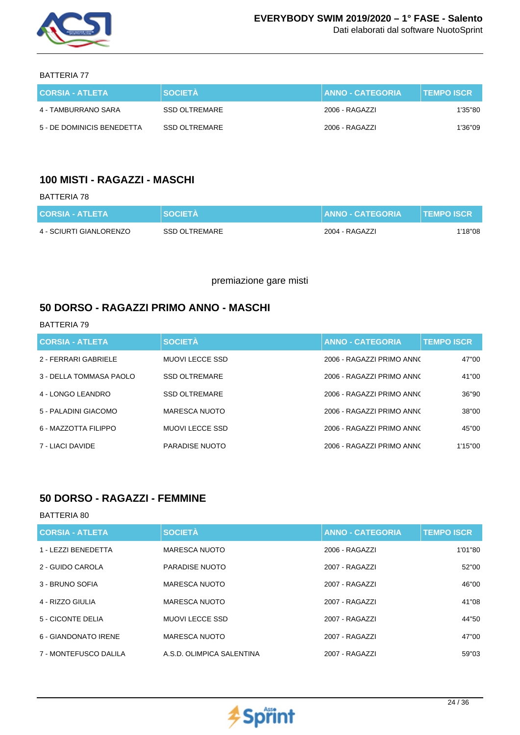BATTERIA 77

| CORSIA - ATLETA | SOCIETÀ | ANNO - CATEGORIA | TEMPO ISCR |
|---|---|---|---|
| 4 - TAMBURRANO SARA | SSD OLTREMARE | 2006 - RAGAZZI | 1'35"80 |
| 5 - DE DOMINICIS BENEDETTA | SSD OLTREMARE | 2006 - RAGAZZI | 1'36"09 |

## 100 MISTI - RAGAZZI - MASCHI

BATTERIA 78

| CORSIA - ATLETA | SOCIETÀ | ANNO - CATEGORIA | TEMPO ISCR |
|---|---|---|---|
| 4 - SCIURTI GIANLORENZO | SSD OLTREMARE | 2004 - RAGAZZI | 1'18"08 |

premiazione gare misti

## 50 DORSO - RAGAZZI PRIMO ANNO - MASCHI

BATTERIA 79

| CORSIA - ATLETA | SOCIETÀ | ANNO - CATEGORIA | TEMPO ISCR |
|---|---|---|---|
| 2 - FERRARI GABRIELE | MUOVI LECCE SSD | 2006 - RAGAZZI PRIMO ANNO | 47"00 |
| 3 - DELLA TOMMASA PAOLO | SSD OLTREMARE | 2006 - RAGAZZI PRIMO ANNO | 41"00 |
| 4 - LONGO LEANDRO | SSD OLTREMARE | 2006 - RAGAZZI PRIMO ANNO | 36"90 |
| 5 - PALADINI GIACOMO | MARESCA NUOTO | 2006 - RAGAZZI PRIMO ANNO | 38"00 |
| 6 - MAZZOTTA FILIPPO | MUOVI LECCE SSD | 2006 - RAGAZZI PRIMO ANNO | 45"00 |
| 7 - LIACI DAVIDE | PARADISE NUOTO | 2006 - RAGAZZI PRIMO ANNO | 1'15"00 |

## 50 DORSO - RAGAZZI - FEMMINE

BATTERIA 80

| CORSIA - ATLETA | SOCIETÀ | ANNO - CATEGORIA | TEMPO ISCR |
|---|---|---|---|
| 1 - LEZZI BENEDETTA | MARESCA NUOTO | 2006 - RAGAZZI | 1'01"80 |
| 2 - GUIDO CAROLA | PARADISE NUOTO | 2007 - RAGAZZI | 52"00 |
| 3 - BRUNO SOFIA | MARESCA NUOTO | 2007 - RAGAZZI | 46"00 |
| 4 - RIZZO GIULIA | MARESCA NUOTO | 2007 - RAGAZZI | 41"08 |
| 5 - CICONTE DELIA | MUOVI LECCE SSD | 2007 - RAGAZZI | 44"50 |
| 6 - GIANDONATO IRENE | MARESCA NUOTO | 2007 - RAGAZZI | 47"00 |
| 7 - MONTEFUSCO DALILA | A.S.D. OLIMPICA SALENTINA | 2007 - RAGAZZI | 59"03 |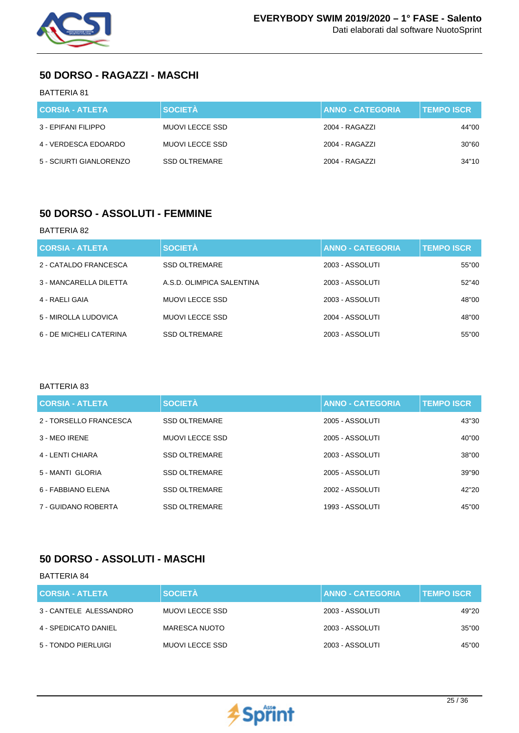## 50 DORSO - RAGAZZI - MASCHI

BATTERIA 81

| CORSIA - ATLETA | SOCIETÀ | ANNO - CATEGORIA | TEMPO ISCR |
|---|---|---|---|
| 3 - EPIFANI FILIPPO | MUOVI LECCE SSD | 2004 - RAGAZZI | 44"00 |
| 4 - VERDESCA EDOARDO | MUOVI LECCE SSD | 2004 - RAGAZZI | 30"60 |
| 5 - SCIURTI GIANLORENZO | SSD OLTREMARE | 2004 - RAGAZZI | 34"10 |

## 50 DORSO - ASSOLUTI - FEMMINE

BATTERIA 82

| CORSIA - ATLETA | SOCIETÀ | ANNO - CATEGORIA | TEMPO ISCR |
|---|---|---|---|
| 2 - CATALDO FRANCESCA | SSD OLTREMARE | 2003 - ASSOLUTI | 55"00 |
| 3 - MANCARELLA DILETTA | A.S.D. OLIMPICA SALENTINA | 2003 - ASSOLUTI | 52"40 |
| 4 - RAELI GAIA | MUOVI LECCE SSD | 2003 - ASSOLUTI | 48"00 |
| 5 - MIROLLA LUDOVICA | MUOVI LECCE SSD | 2004 - ASSOLUTI | 48"00 |
| 6 - DE MICHELI CATERINA | SSD OLTREMARE | 2003 - ASSOLUTI | 55"00 |

BATTERIA 83

| CORSIA - ATLETA | SOCIETÀ | ANNO - CATEGORIA | TEMPO ISCR |
|---|---|---|---|
| 2 - TORSELLO FRANCESCA | SSD OLTREMARE | 2005 - ASSOLUTI | 43"30 |
| 3 - MEO IRENE | MUOVI LECCE SSD | 2005 - ASSOLUTI | 40"00 |
| 4 - LENTI CHIARA | SSD OLTREMARE | 2003 - ASSOLUTI | 38"00 |
| 5 - MANTI GLORIA | SSD OLTREMARE | 2005 - ASSOLUTI | 39"90 |
| 6 - FABBIANO ELENA | SSD OLTREMARE | 2002 - ASSOLUTI | 42"20 |
| 7 - GUIDANO ROBERTA | SSD OLTREMARE | 1993 - ASSOLUTI | 45"00 |

## 50 DORSO - ASSOLUTI - MASCHI

BATTERIA 84

| CORSIA - ATLETA | SOCIETÀ | ANNO - CATEGORIA | TEMPO ISCR |
|---|---|---|---|
| 3 - CANTELE ALESSANDRO | MUOVI LECCE SSD | 2003 - ASSOLUTI | 49"20 |
| 4 - SPEDICATO DANIEL | MARESCA NUOTO | 2003 - ASSOLUTI | 35"00 |
| 5 - TONDO PIERLUIGI | MUOVI LECCE SSD | 2003 - ASSOLUTI | 45"00 |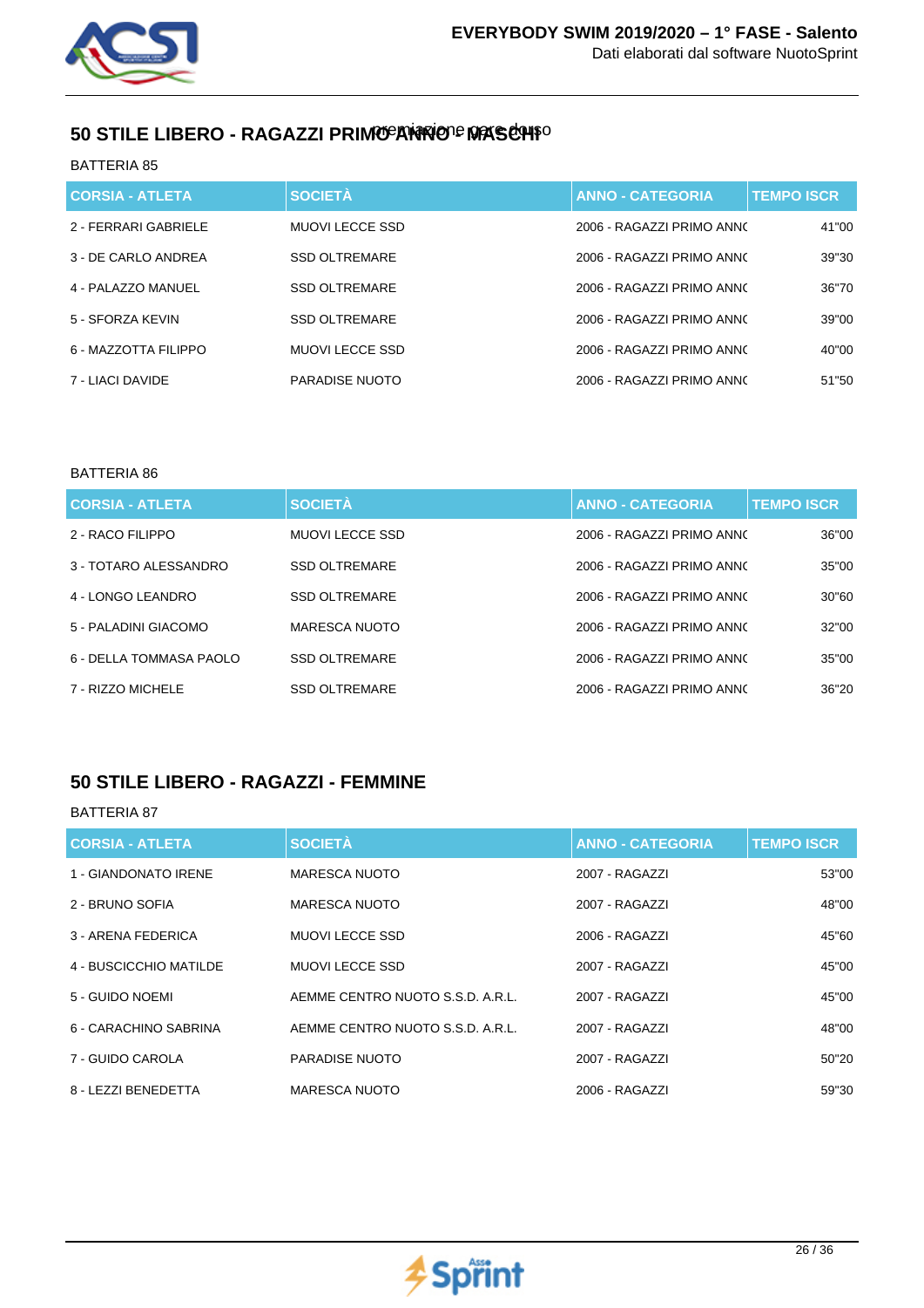## 50 STILE LIBERO - RAGAZZI PRIMO ANNO - MASCHI premiazione gare dorso

BATTERIA 85

| CORSIA - ATLETA | SOCIETÀ | ANNO - CATEGORIA | TEMPO ISCR |
|---|---|---|---|
| 2 - FERRARI GABRIELE | MUOVI LECCE SSD | 2006 - RAGAZZI PRIMO ANNO | 41"00 |
| 3 - DE CARLO ANDREA | SSD OLTREMARE | 2006 - RAGAZZI PRIMO ANNO | 39"30 |
| 4 - PALAZZO MANUEL | SSD OLTREMARE | 2006 - RAGAZZI PRIMO ANNO | 36"70 |
| 5 - SFORZA KEVIN | SSD OLTREMARE | 2006 - RAGAZZI PRIMO ANNO | 39"00 |
| 6 - MAZZOTTA FILIPPO | MUOVI LECCE SSD | 2006 - RAGAZZI PRIMO ANNO | 40"00 |
| 7 - LIACI DAVIDE | PARADISE NUOTO | 2006 - RAGAZZI PRIMO ANNO | 51"50 |

BATTERIA 86

| CORSIA - ATLETA | SOCIETÀ | ANNO - CATEGORIA | TEMPO ISCR |
|---|---|---|---|
| 2 - RACO FILIPPO | MUOVI LECCE SSD | 2006 - RAGAZZI PRIMO ANNO | 36"00 |
| 3 - TOTARO ALESSANDRO | SSD OLTREMARE | 2006 - RAGAZZI PRIMO ANNO | 35"00 |
| 4 - LONGO LEANDRO | SSD OLTREMARE | 2006 - RAGAZZI PRIMO ANNO | 30"60 |
| 5 - PALADINI GIACOMO | MARESCA NUOTO | 2006 - RAGAZZI PRIMO ANNO | 32"00 |
| 6 - DELLA TOMMASA PAOLO | SSD OLTREMARE | 2006 - RAGAZZI PRIMO ANNO | 35"00 |
| 7 - RIZZO MICHELE | SSD OLTREMARE | 2006 - RAGAZZI PRIMO ANNO | 36"20 |

## 50 STILE LIBERO - RAGAZZI - FEMMINE

BATTERIA 87

| CORSIA - ATLETA | SOCIETÀ | ANNO - CATEGORIA | TEMPO ISCR |
|---|---|---|---|
| 1 - GIANDONATO IRENE | MARESCA NUOTO | 2007 - RAGAZZI | 53"00 |
| 2 - BRUNO SOFIA | MARESCA NUOTO | 2007 - RAGAZZI | 48"00 |
| 3 - ARENA FEDERICA | MUOVI LECCE SSD | 2006 - RAGAZZI | 45"60 |
| 4 - BUSCICCHIO MATILDE | MUOVI LECCE SSD | 2007 - RAGAZZI | 45"00 |
| 5 - GUIDO NOEMI | AEMME CENTRO NUOTO S.S.D. A.R.L. | 2007 - RAGAZZI | 45"00 |
| 6 - CARACHINO SABRINA | AEMME CENTRO NUOTO S.S.D. A.R.L. | 2007 - RAGAZZI | 48"00 |
| 7 - GUIDO CAROLA | PARADISE NUOTO | 2007 - RAGAZZI | 50"20 |
| 8 - LEZZI BENEDETTA | MARESCA NUOTO | 2006 - RAGAZZI | 59"30 |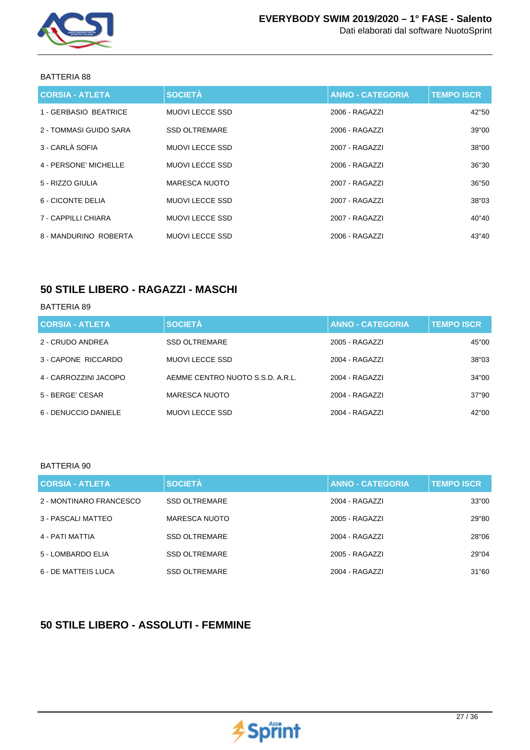BATTERIA 88

| CORSIA - ATLETA | SOCIETÀ | ANNO - CATEGORIA | TEMPO ISCR |
|---|---|---|---|
| 1 - GERBASIO  BEATRICE | MUOVI LECCE SSD | 2006 - RAGAZZI | 42"50 |
| 2 - TOMMASI GUIDO SARA | SSD OLTREMARE | 2006 - RAGAZZI | 39"00 |
| 3 - CARLÀ SOFIA | MUOVI LECCE SSD | 2007 - RAGAZZI | 38"00 |
| 4 - PERSONE' MICHELLE | MUOVI LECCE SSD | 2006 - RAGAZZI | 36"30 |
| 5 - RIZZO GIULIA | MARESCA NUOTO | 2007 - RAGAZZI | 36"50 |
| 6 - CICONTE DELIA | MUOVI LECCE SSD | 2007 - RAGAZZI | 38"03 |
| 7 - CAPPILLI CHIARA | MUOVI LECCE SSD | 2007 - RAGAZZI | 40"40 |
| 8 - MANDURINO  ROBERTA | MUOVI LECCE SSD | 2006 - RAGAZZI | 43"40 |

## 50 STILE LIBERO - RAGAZZI - MASCHI

BATTERIA 89

| CORSIA - ATLETA | SOCIETÀ | ANNO - CATEGORIA | TEMPO ISCR |
|---|---|---|---|
| 2 - CRUDO ANDREA | SSD OLTREMARE | 2005 - RAGAZZI | 45"00 |
| 3 - CAPONE  RICCARDO | MUOVI LECCE SSD | 2004 - RAGAZZI | 38"03 |
| 4 - CARROZZINI JACOPO | AEMME CENTRO NUOTO S.S.D. A.R.L. | 2004 - RAGAZZI | 34"00 |
| 5 - BERGE' CESAR | MARESCA NUOTO | 2004 - RAGAZZI | 37"90 |
| 6 - DENUCCIO DANIELE | MUOVI LECCE SSD | 2004 - RAGAZZI | 42"00 |

BATTERIA 90

| CORSIA - ATLETA | SOCIETÀ | ANNO - CATEGORIA | TEMPO ISCR |
|---|---|---|---|
| 2 - MONTINARO FRANCESCO | SSD OLTREMARE | 2004 - RAGAZZI | 33"00 |
| 3 - PASCALI MATTEO | MARESCA NUOTO | 2005 - RAGAZZI | 29"80 |
| 4 - PATI MATTIA | SSD OLTREMARE | 2004 - RAGAZZI | 28"06 |
| 5 - LOMBARDO ELIA | SSD OLTREMARE | 2005 - RAGAZZI | 29"04 |
| 6 - DE MATTEIS LUCA | SSD OLTREMARE | 2004 - RAGAZZI | 31"60 |

## 50 STILE LIBERO - ASSOLUTI - FEMMINE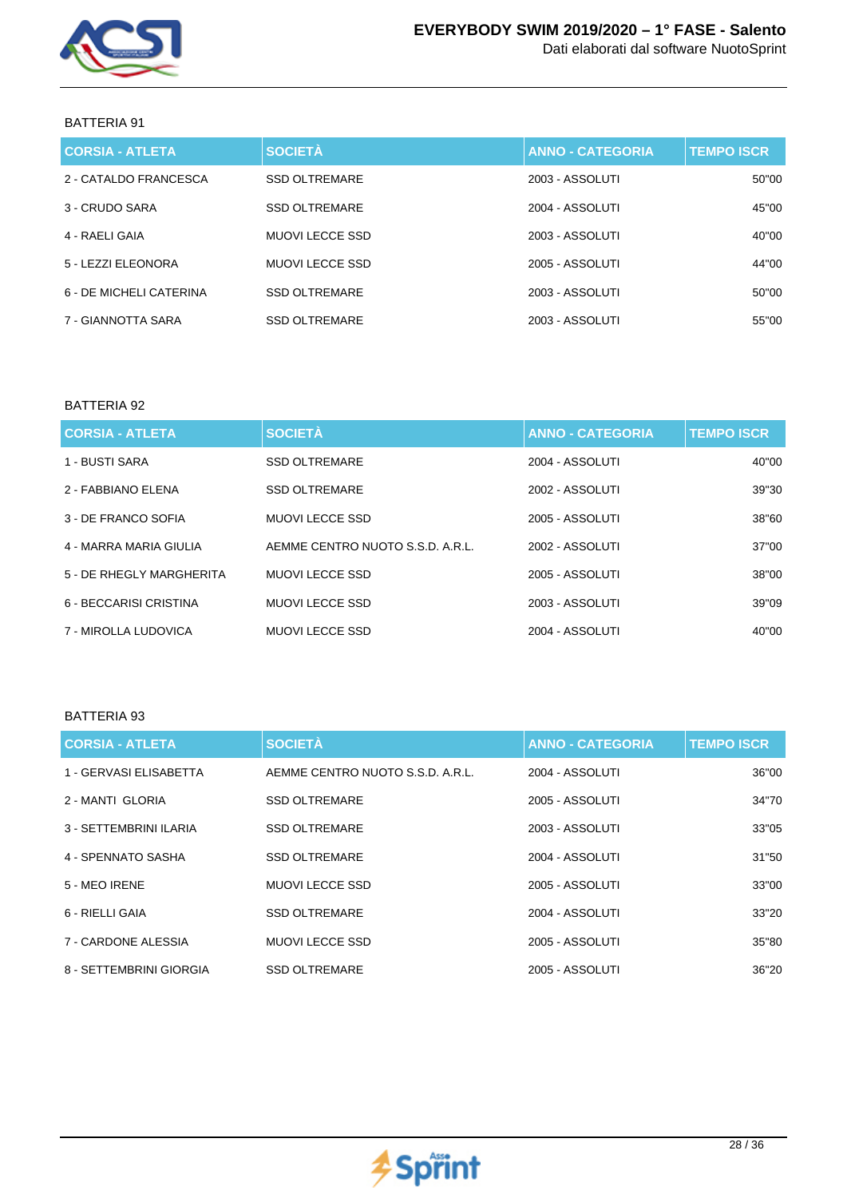BATTERIA 91

| CORSIA - ATLETA | SOCIETÀ | ANNO - CATEGORIA | TEMPO ISCR |
|---|---|---|---|
| 2 - CATALDO FRANCESCA | SSD OLTREMARE | 2003 - ASSOLUTI | 50"00 |
| 3 - CRUDO SARA | SSD OLTREMARE | 2004 - ASSOLUTI | 45"00 |
| 4 - RAELI GAIA | MUOVI LECCE SSD | 2003 - ASSOLUTI | 40"00 |
| 5 - LEZZI ELEONORA | MUOVI LECCE SSD | 2005 - ASSOLUTI | 44"00 |
| 6 - DE MICHELI CATERINA | SSD OLTREMARE | 2003 - ASSOLUTI | 50"00 |
| 7 - GIANNOTTA SARA | SSD OLTREMARE | 2003 - ASSOLUTI | 55"00 |

BATTERIA 92

| CORSIA - ATLETA | SOCIETÀ | ANNO - CATEGORIA | TEMPO ISCR |
|---|---|---|---|
| 1 - BUSTI SARA | SSD OLTREMARE | 2004 - ASSOLUTI | 40"00 |
| 2 - FABBIANO ELENA | SSD OLTREMARE | 2002 - ASSOLUTI | 39"30 |
| 3 - DE FRANCO SOFIA | MUOVI LECCE SSD | 2005 - ASSOLUTI | 38"60 |
| 4 - MARRA MARIA GIULIA | AEMME CENTRO NUOTO S.S.D. A.R.L. | 2002 - ASSOLUTI | 37"00 |
| 5 - DE RHEGLY MARGHERITA | MUOVI LECCE SSD | 2005 - ASSOLUTI | 38"00 |
| 6 - BECCARISI CRISTINA | MUOVI LECCE SSD | 2003 - ASSOLUTI | 39"09 |
| 7 - MIROLLA LUDOVICA | MUOVI LECCE SSD | 2004 - ASSOLUTI | 40"00 |

BATTERIA 93

| CORSIA - ATLETA | SOCIETÀ | ANNO - CATEGORIA | TEMPO ISCR |
|---|---|---|---|
| 1 - GERVASI ELISABETTA | AEMME CENTRO NUOTO S.S.D. A.R.L. | 2004 - ASSOLUTI | 36"00 |
| 2 - MANTI GLORIA | SSD OLTREMARE | 2005 - ASSOLUTI | 34"70 |
| 3 - SETTEMBRINI ILARIA | SSD OLTREMARE | 2003 - ASSOLUTI | 33"05 |
| 4 - SPENNATO SASHA | SSD OLTREMARE | 2004 - ASSOLUTI | 31"50 |
| 5 - MEO IRENE | MUOVI LECCE SSD | 2005 - ASSOLUTI | 33"00 |
| 6 - RIELLI GAIA | SSD OLTREMARE | 2004 - ASSOLUTI | 33"20 |
| 7 - CARDONE ALESSIA | MUOVI LECCE SSD | 2005 - ASSOLUTI | 35"80 |
| 8 - SETTEMBRINI GIORGIA | SSD OLTREMARE | 2005 - ASSOLUTI | 36"20 |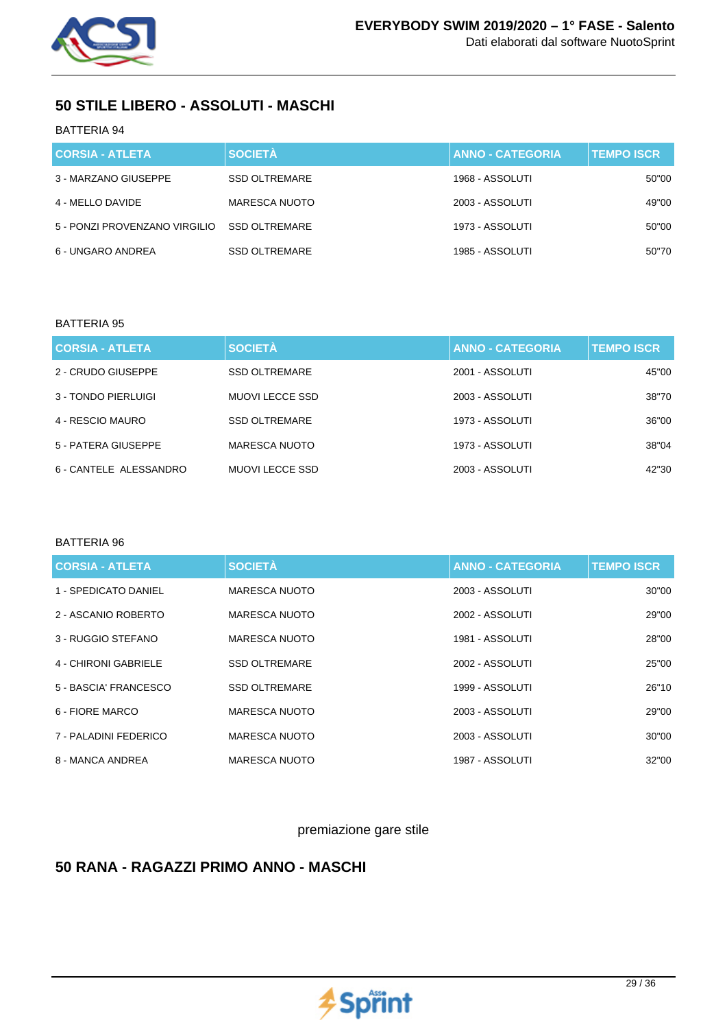## 50 STILE LIBERO - ASSOLUTI - MASCHI

BATTERIA 94

| CORSIA - ATLETA | SOCIETÀ | ANNO - CATEGORIA | TEMPO ISCR |
|---|---|---|---|
| 3 - MARZANO GIUSEPPE | SSD OLTREMARE | 1968 - ASSOLUTI | 50"00 |
| 4 - MELLO DAVIDE | MARESCA NUOTO | 2003 - ASSOLUTI | 49"00 |
| 5 - PONZI PROVENZANO VIRGILIO | SSD OLTREMARE | 1973 - ASSOLUTI | 50"00 |
| 6 - UNGARO ANDREA | SSD OLTREMARE | 1985 - ASSOLUTI | 50"70 |

BATTERIA 95

| CORSIA - ATLETA | SOCIETÀ | ANNO - CATEGORIA | TEMPO ISCR |
|---|---|---|---|
| 2 - CRUDO GIUSEPPE | SSD OLTREMARE | 2001 - ASSOLUTI | 45"00 |
| 3 - TONDO PIERLUIGI | MUOVI LECCE SSD | 2003 - ASSOLUTI | 38"70 |
| 4 - RESCIO MAURO | SSD OLTREMARE | 1973 - ASSOLUTI | 36"00 |
| 5 - PATERA GIUSEPPE | MARESCA NUOTO | 1973 - ASSOLUTI | 38"04 |
| 6 - CANTELE  ALESSANDRO | MUOVI LECCE SSD | 2003 - ASSOLUTI | 42"30 |

BATTERIA 96

| CORSIA - ATLETA | SOCIETÀ | ANNO - CATEGORIA | TEMPO ISCR |
|---|---|---|---|
| 1 - SPEDICATO DANIEL | MARESCA NUOTO | 2003 - ASSOLUTI | 30"00 |
| 2 - ASCANIO ROBERTO | MARESCA NUOTO | 2002 - ASSOLUTI | 29"00 |
| 3 - RUGGIO STEFANO | MARESCA NUOTO | 1981 - ASSOLUTI | 28"00 |
| 4 - CHIRONI GABRIELE | SSD OLTREMARE | 2002 - ASSOLUTI | 25"00 |
| 5 - BASCIA' FRANCESCO | SSD OLTREMARE | 1999 - ASSOLUTI | 26"10 |
| 6 - FIORE MARCO | MARESCA NUOTO | 2003 - ASSOLUTI | 29"00 |
| 7 - PALADINI FEDERICO | MARESCA NUOTO | 2003 - ASSOLUTI | 30"00 |
| 8 - MANCA ANDREA | MARESCA NUOTO | 1987 - ASSOLUTI | 32"00 |

premiazione gare stile

## 50 RANA - RAGAZZI PRIMO ANNO - MASCHI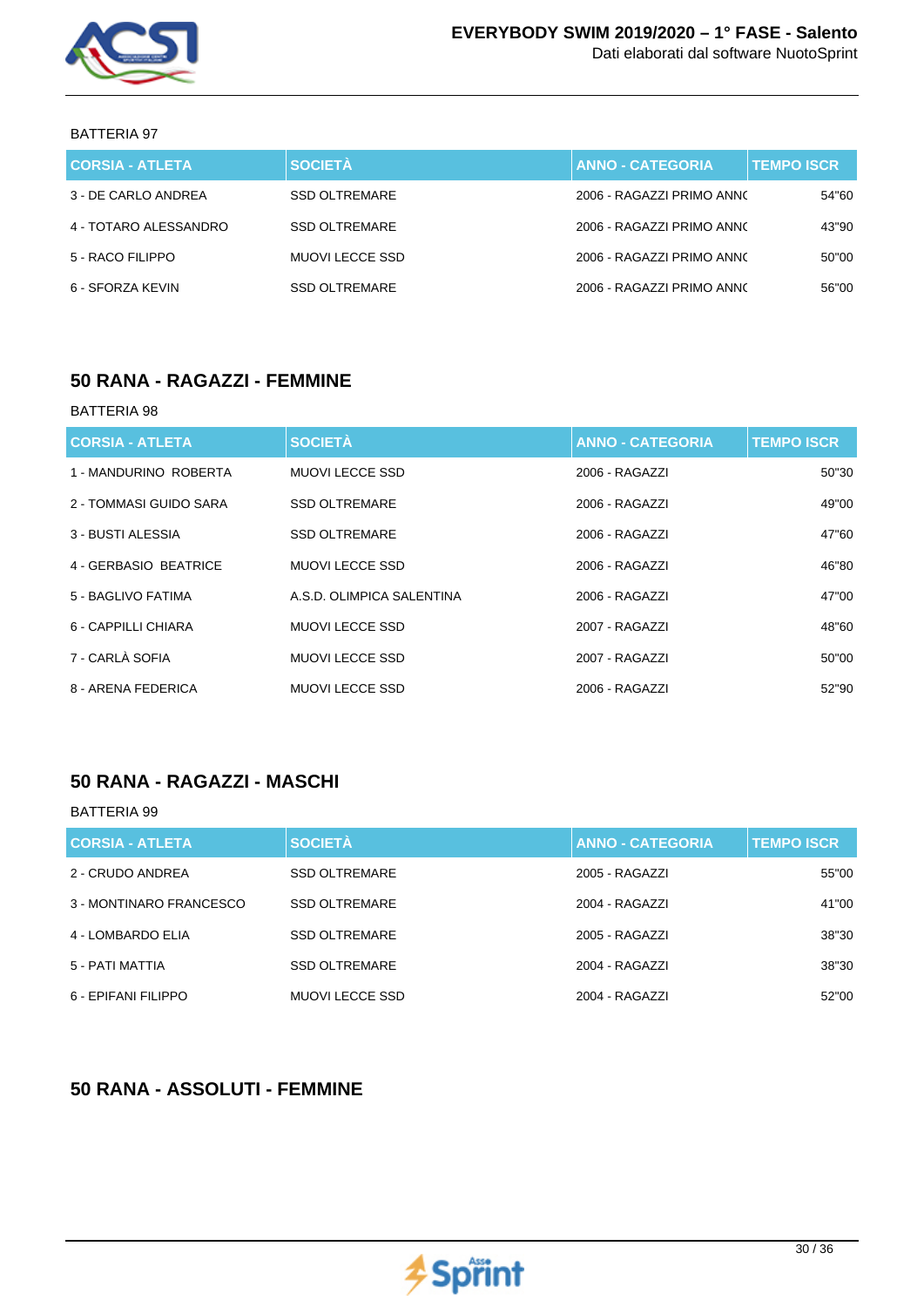BATTERIA 97

| CORSIA - ATLETA | SOCIETÀ | ANNO - CATEGORIA | TEMPO ISCR |
|---|---|---|---|
| 3 - DE CARLO ANDREA | SSD OLTREMARE | 2006 - RAGAZZI PRIMO ANNO | 54"60 |
| 4 - TOTARO ALESSANDRO | SSD OLTREMARE | 2006 - RAGAZZI PRIMO ANNO | 43"90 |
| 5 - RACO FILIPPO | MUOVI LECCE SSD | 2006 - RAGAZZI PRIMO ANNO | 50"00 |
| 6 - SFORZA KEVIN | SSD OLTREMARE | 2006 - RAGAZZI PRIMO ANNO | 56"00 |

## 50 RANA - RAGAZZI - FEMMINE

BATTERIA 98

| CORSIA - ATLETA | SOCIETÀ | ANNO - CATEGORIA | TEMPO ISCR |
|---|---|---|---|
| 1 - MANDURINO ROBERTA | MUOVI LECCE SSD | 2006 - RAGAZZI | 50"30 |
| 2 - TOMMASI GUIDO SARA | SSD OLTREMARE | 2006 - RAGAZZI | 49"00 |
| 3 - BUSTI ALESSIA | SSD OLTREMARE | 2006 - RAGAZZI | 47"60 |
| 4 - GERBASIO BEATRICE | MUOVI LECCE SSD | 2006 - RAGAZZI | 46"80 |
| 5 - BAGLIVO FATIMA | A.S.D. OLIMPICA SALENTINA | 2006 - RAGAZZI | 47"00 |
| 6 - CAPPILLI CHIARA | MUOVI LECCE SSD | 2007 - RAGAZZI | 48"60 |
| 7 - CARLÀ SOFIA | MUOVI LECCE SSD | 2007 - RAGAZZI | 50"00 |
| 8 - ARENA FEDERICA | MUOVI LECCE SSD | 2006 - RAGAZZI | 52"90 |

## 50 RANA - RAGAZZI - MASCHI

BATTERIA 99

| CORSIA - ATLETA | SOCIETÀ | ANNO - CATEGORIA | TEMPO ISCR |
|---|---|---|---|
| 2 - CRUDO ANDREA | SSD OLTREMARE | 2005 - RAGAZZI | 55"00 |
| 3 - MONTINARO FRANCESCO | SSD OLTREMARE | 2004 - RAGAZZI | 41"00 |
| 4 - LOMBARDO ELIA | SSD OLTREMARE | 2005 - RAGAZZI | 38"30 |
| 5 - PATI MATTIA | SSD OLTREMARE | 2004 - RAGAZZI | 38"30 |
| 6 - EPIFANI FILIPPO | MUOVI LECCE SSD | 2004 - RAGAZZI | 52"00 |

## 50 RANA - ASSOLUTI - FEMMINE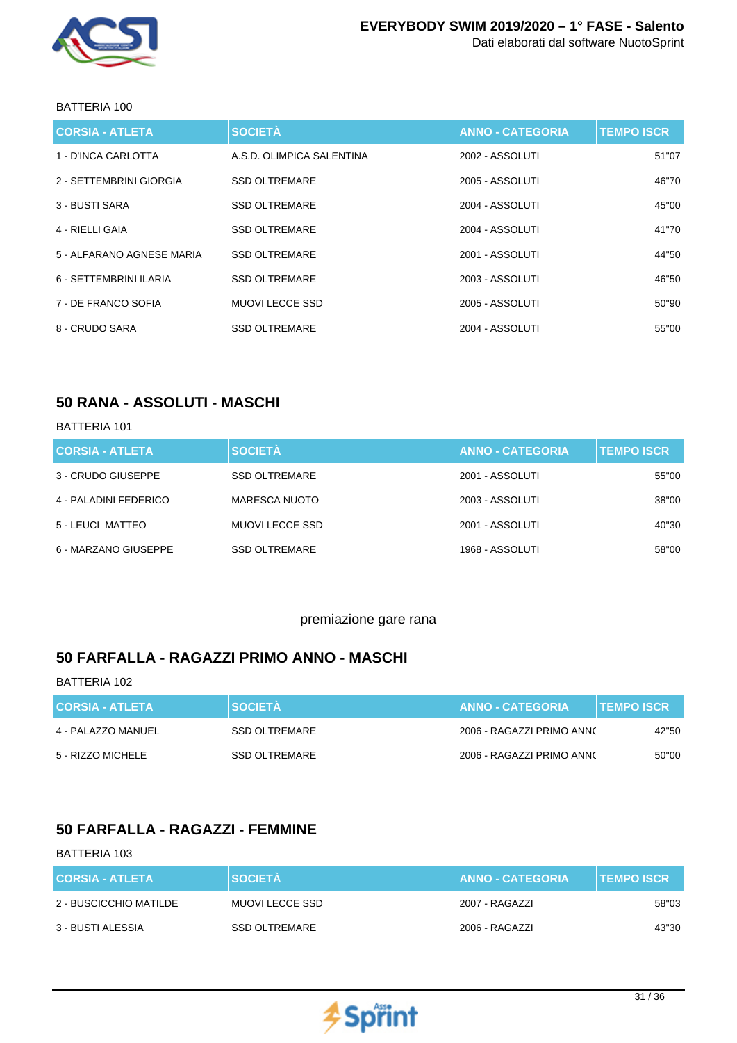BATTERIA 100

| CORSIA - ATLETA | SOCIETÀ | ANNO - CATEGORIA | TEMPO ISCR |
|---|---|---|---|
| 1 - D'INCA CARLOTTA | A.S.D. OLIMPICA SALENTINA | 2002 - ASSOLUTI | 51"07 |
| 2 - SETTEMBRINI GIORGIA | SSD OLTREMARE | 2005 - ASSOLUTI | 46"70 |
| 3 - BUSTI SARA | SSD OLTREMARE | 2004 - ASSOLUTI | 45"00 |
| 4 - RIELLI GAIA | SSD OLTREMARE | 2004 - ASSOLUTI | 41"70 |
| 5 - ALFARANO AGNESE MARIA | SSD OLTREMARE | 2001 - ASSOLUTI | 44"50 |
| 6 - SETTEMBRINI ILARIA | SSD OLTREMARE | 2003 - ASSOLUTI | 46"50 |
| 7 - DE FRANCO SOFIA | MUOVI LECCE SSD | 2005 - ASSOLUTI | 50"90 |
| 8 - CRUDO SARA | SSD OLTREMARE | 2004 - ASSOLUTI | 55"00 |

## 50 RANA - ASSOLUTI - MASCHI

BATTERIA 101

| CORSIA - ATLETA | SOCIETÀ | ANNO - CATEGORIA | TEMPO ISCR |
|---|---|---|---|
| 3 - CRUDO GIUSEPPE | SSD OLTREMARE | 2001 - ASSOLUTI | 55"00 |
| 4 - PALADINI FEDERICO | MARESCA NUOTO | 2003 - ASSOLUTI | 38"00 |
| 5 - LEUCI MATTEO | MUOVI LECCE SSD | 2001 - ASSOLUTI | 40"30 |
| 6 - MARZANO GIUSEPPE | SSD OLTREMARE | 1968 - ASSOLUTI | 58"00 |

premiazione gare rana

## 50 FARFALLA - RAGAZZI PRIMO ANNO - MASCHI

BATTERIA 102

| CORSIA - ATLETA | SOCIETÀ | ANNO - CATEGORIA | TEMPO ISCR |
|---|---|---|---|
| 4 - PALAZZO MANUEL | SSD OLTREMARE | 2006 - RAGAZZI PRIMO ANNO | 42"50 |
| 5 - RIZZO MICHELE | SSD OLTREMARE | 2006 - RAGAZZI PRIMO ANNO | 50"00 |

## 50 FARFALLA - RAGAZZI - FEMMINE

BATTERIA 103

| CORSIA - ATLETA | SOCIETÀ | ANNO - CATEGORIA | TEMPO ISCR |
|---|---|---|---|
| 2 - BUSCICCHIO MATILDE | MUOVI LECCE SSD | 2007 - RAGAZZI | 58"03 |
| 3 - BUSTI ALESSIA | SSD OLTREMARE | 2006 - RAGAZZI | 43"30 |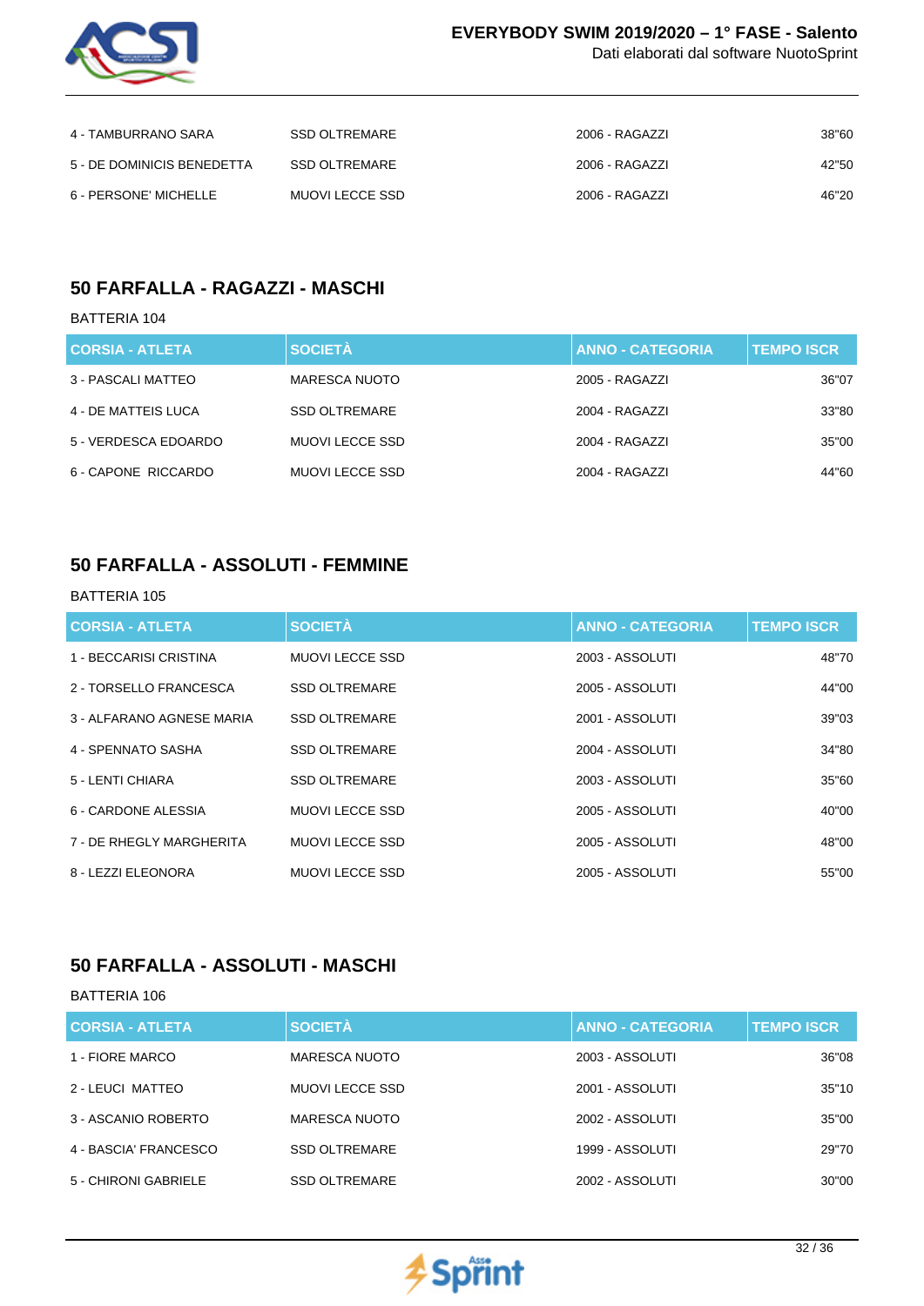| | | | |
|---|---|---|---|
| 4 - TAMBURRANO SARA | SSD OLTREMARE | 2006 - RAGAZZI | 38"60 |
| 5 - DE DOMINICIS BENEDETTA | SSD OLTREMARE | 2006 - RAGAZZI | 42"50 |
| 6 - PERSONE' MICHELLE | MUOVI LECCE SSD | 2006 - RAGAZZI | 46"20 |

## 50 FARFALLA - RAGAZZI - MASCHI

BATTERIA 104

| CORSIA - ATLETA | SOCIETÀ | ANNO - CATEGORIA | TEMPO ISCR |
|---|---|---|---|
| 3 - PASCALI MATTEO | MARESCA NUOTO | 2005 - RAGAZZI | 36"07 |
| 4 - DE MATTEIS LUCA | SSD OLTREMARE | 2004 - RAGAZZI | 33"80 |
| 5 - VERDESCA EDOARDO | MUOVI LECCE SSD | 2004 - RAGAZZI | 35"00 |
| 6 - CAPONE RICCARDO | MUOVI LECCE SSD | 2004 - RAGAZZI | 44"60 |

## 50 FARFALLA - ASSOLUTI - FEMMINE

BATTERIA 105

| CORSIA - ATLETA | SOCIETÀ | ANNO - CATEGORIA | TEMPO ISCR |
|---|---|---|---|
| 1 - BECCARISI CRISTINA | MUOVI LECCE SSD | 2003 - ASSOLUTI | 48"70 |
| 2 - TORSELLO FRANCESCA | SSD OLTREMARE | 2005 - ASSOLUTI | 44"00 |
| 3 - ALFARANO AGNESE MARIA | SSD OLTREMARE | 2001 - ASSOLUTI | 39"03 |
| 4 - SPENNATO SASHA | SSD OLTREMARE | 2004 - ASSOLUTI | 34"80 |
| 5 - LENTI CHIARA | SSD OLTREMARE | 2003 - ASSOLUTI | 35"60 |
| 6 - CARDONE ALESSIA | MUOVI LECCE SSD | 2005 - ASSOLUTI | 40"00 |
| 7 - DE RHEGLY MARGHERITA | MUOVI LECCE SSD | 2005 - ASSOLUTI | 48"00 |
| 8 - LEZZI ELEONORA | MUOVI LECCE SSD | 2005 - ASSOLUTI | 55"00 |

## 50 FARFALLA - ASSOLUTI - MASCHI

BATTERIA 106

| CORSIA - ATLETA | SOCIETÀ | ANNO - CATEGORIA | TEMPO ISCR |
|---|---|---|---|
| 1 - FIORE MARCO | MARESCA NUOTO | 2003 - ASSOLUTI | 36"08 |
| 2 - LEUCI MATTEO | MUOVI LECCE SSD | 2001 - ASSOLUTI | 35"10 |
| 3 - ASCANIO ROBERTO | MARESCA NUOTO | 2002 - ASSOLUTI | 35"00 |
| 4 - BASCIA' FRANCESCO | SSD OLTREMARE | 1999 - ASSOLUTI | 29"70 |
| 5 - CHIRONI GABRIELE | SSD OLTREMARE | 2002 - ASSOLUTI | 30"00 |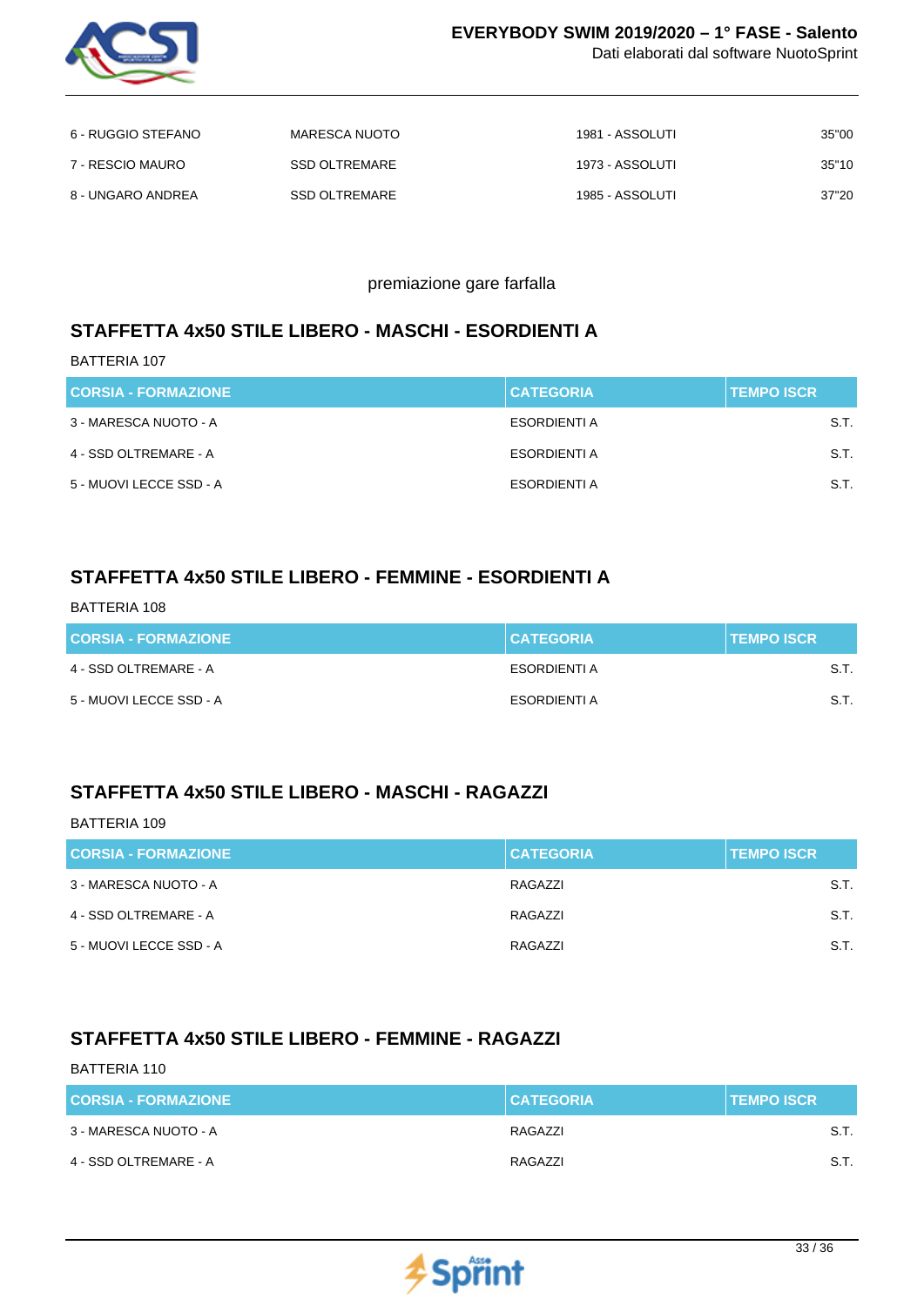| | | | |
|---|---|---|---|
| 6 - RUGGIO STEFANO | MARESCA NUOTO | 1981 - ASSOLUTI | 35"00 |
| 7 - RESCIO MAURO | SSD OLTREMARE | 1973 - ASSOLUTI | 35"10 |
| 8 - UNGARO ANDREA | SSD OLTREMARE | 1985 - ASSOLUTI | 37"20 |

premiazione gare farfalla

## STAFFETTA 4x50 STILE LIBERO - MASCHI - ESORDIENTI A

BATTERIA 107

| CORSIA - FORMAZIONE | CATEGORIA | TEMPO ISCR |
|---|---|---|
| 3 - MARESCA NUOTO - A | ESORDIENTI A | S.T. |
| 4 - SSD OLTREMARE - A | ESORDIENTI A | S.T. |
| 5 - MUOVI LECCE SSD - A | ESORDIENTI A | S.T. |

## STAFFETTA 4x50 STILE LIBERO - FEMMINE - ESORDIENTI A

BATTERIA 108

| CORSIA - FORMAZIONE | CATEGORIA | TEMPO ISCR |
|---|---|---|
| 4 - SSD OLTREMARE - A | ESORDIENTI A | S.T. |
| 5 - MUOVI LECCE SSD - A | ESORDIENTI A | S.T. |

## STAFFETTA 4x50 STILE LIBERO - MASCHI - RAGAZZI

BATTERIA 109

| CORSIA - FORMAZIONE | CATEGORIA | TEMPO ISCR |
|---|---|---|
| 3 - MARESCA NUOTO - A | RAGAZZI | S.T. |
| 4 - SSD OLTREMARE - A | RAGAZZI | S.T. |
| 5 - MUOVI LECCE SSD - A | RAGAZZI | S.T. |

## STAFFETTA 4x50 STILE LIBERO - FEMMINE - RAGAZZI

BATTERIA 110

| CORSIA - FORMAZIONE | CATEGORIA | TEMPO ISCR |
|---|---|---|
| 3 - MARESCA NUOTO - A | RAGAZZI | S.T. |
| 4 - SSD OLTREMARE - A | RAGAZZI | S.T. |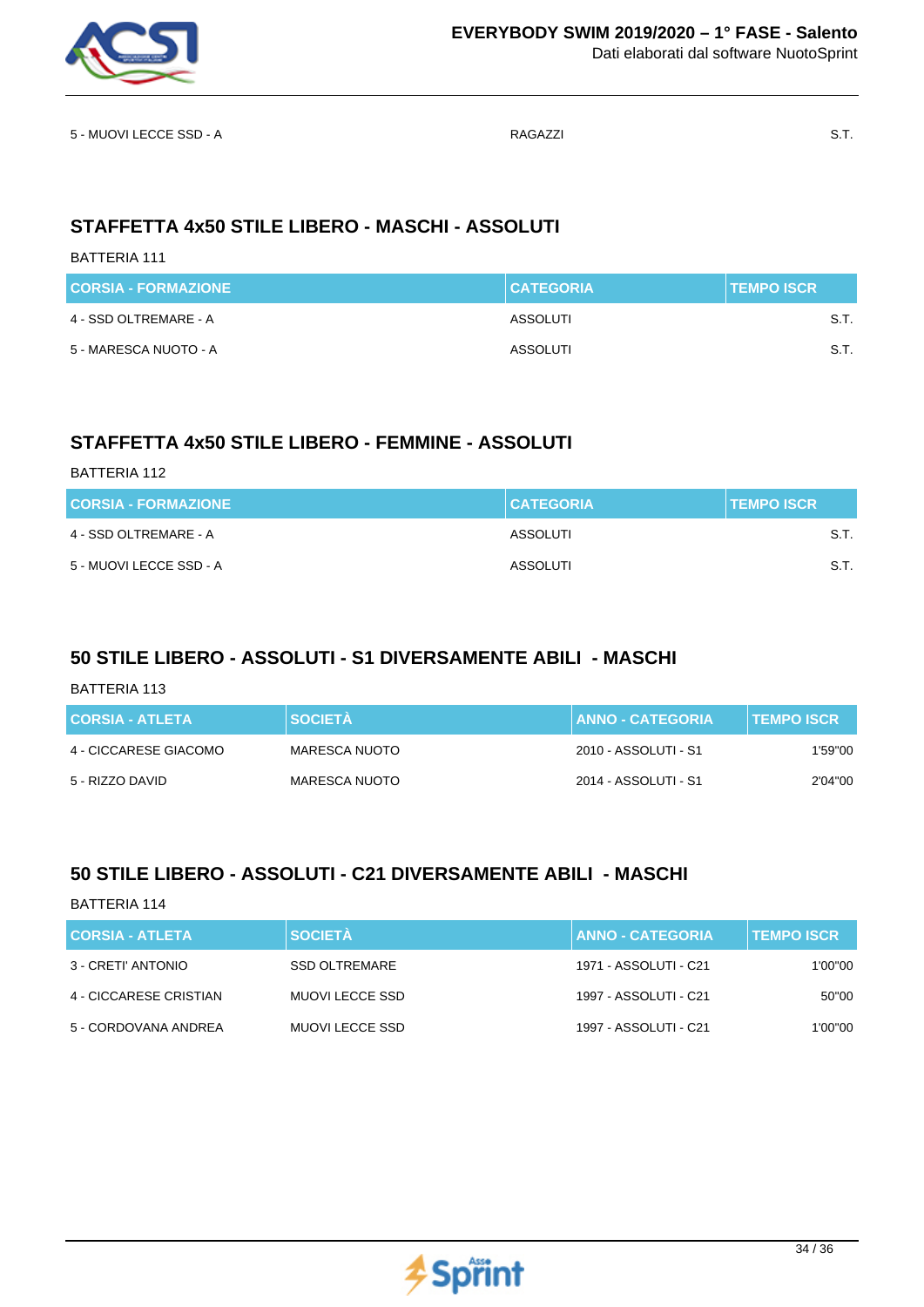| 5 - MUOVI LECCE SSD - A | RAGAZZI | S.T. |
|---|---|---|

## STAFFETTA 4x50 STILE LIBERO - MASCHI - ASSOLUTI

BATTERIA 111

| CORSIA - FORMAZIONE | CATEGORIA | TEMPO ISCR |
|---|---|---|
| 4 - SSD OLTREMARE - A | ASSOLUTI | S.T. |
| 5 - MARESCA NUOTO - A | ASSOLUTI | S.T. |

## STAFFETTA 4x50 STILE LIBERO - FEMMINE - ASSOLUTI

BATTERIA 112

| CORSIA - FORMAZIONE | CATEGORIA | TEMPO ISCR |
|---|---|---|
| 4 - SSD OLTREMARE - A | ASSOLUTI | S.T. |
| 5 - MUOVI LECCE SSD - A | ASSOLUTI | S.T. |

## 50 STILE LIBERO - ASSOLUTI - S1 DIVERSAMENTE ABILI - MASCHI

BATTERIA 113

| CORSIA - ATLETA | SOCIETÀ | ANNO - CATEGORIA | TEMPO ISCR |
|---|---|---|---|
| 4 - CICCARESE GIACOMO | MARESCA NUOTO | 2010 - ASSOLUTI - S1 | 1'59"00 |
| 5 - RIZZO DAVID | MARESCA NUOTO | 2014 - ASSOLUTI - S1 | 2'04"00 |

## 50 STILE LIBERO - ASSOLUTI - C21 DIVERSAMENTE ABILI - MASCHI

BATTERIA 114

| CORSIA - ATLETA | SOCIETÀ | ANNO - CATEGORIA | TEMPO ISCR |
|---|---|---|---|
| 3 - CRETI' ANTONIO | SSD OLTREMARE | 1971 - ASSOLUTI - C21 | 1'00"00 |
| 4 - CICCARESE CRISTIAN | MUOVI LECCE SSD | 1997 - ASSOLUTI - C21 | 50"00 |
| 5 - CORDOVANA ANDREA | MUOVI LECCE SSD | 1997 - ASSOLUTI - C21 | 1'00"00 |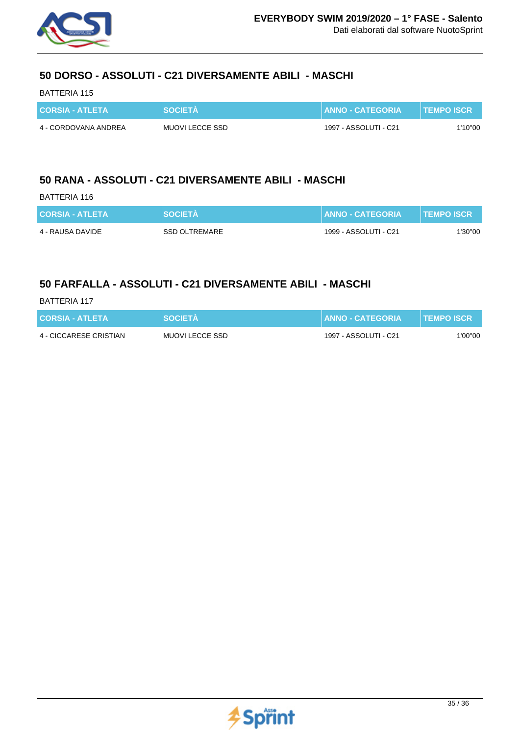## 50 DORSO - ASSOLUTI - C21 DIVERSAMENTE ABILI - MASCHI

BATTERIA 115

| CORSIA - ATLETA | SOCIETÀ | ANNO - CATEGORIA | TEMPO ISCR |
|---|---|---|---|
| 4 - CORDOVANA ANDREA | MUOVI LECCE SSD | 1997 - ASSOLUTI - C21 | 1'10"00 |

## 50 RANA - ASSOLUTI - C21 DIVERSAMENTE ABILI - MASCHI

BATTERIA 116

| CORSIA - ATLETA | SOCIETÀ | ANNO - CATEGORIA | TEMPO ISCR |
|---|---|---|---|
| 4 - RAUSA DAVIDE | SSD OLTREMARE | 1999 - ASSOLUTI - C21 | 1'30"00 |

## 50 FARFALLA - ASSOLUTI - C21 DIVERSAMENTE ABILI - MASCHI

BATTERIA 117

| CORSIA - ATLETA | SOCIETÀ | ANNO - CATEGORIA | TEMPO ISCR |
|---|---|---|---|
| 4 - CICCARESE CRISTIAN | MUOVI LECCE SSD | 1997 - ASSOLUTI - C21 | 1'00"00 |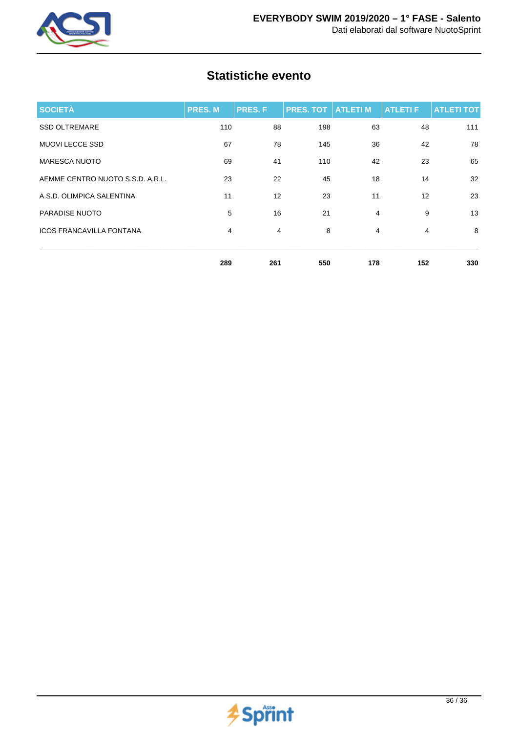## Statistiche evento

| SOCIETÀ | PRES. M | PRES. F | PRES. TOT | ATLETI M | ATLETI F | ATLETI TOT |
|---|---|---|---|---|---|---|
| SSD OLTREMARE | 110 | 88 | 198 | 63 | 48 | 111 |
| MUOVI LECCE SSD | 67 | 78 | 145 | 36 | 42 | 78 |
| MARESCA NUOTO | 69 | 41 | 110 | 42 | 23 | 65 |
| AEMME CENTRO NUOTO S.S.D. A.R.L. | 23 | 22 | 45 | 18 | 14 | 32 |
| A.S.D. OLIMPICA SALENTINA | 11 | 12 | 23 | 11 | 12 | 23 |
| PARADISE NUOTO | 5 | 16 | 21 | 4 | 9 | 13 |
| ICOS FRANCAVILLA FONTANA | 4 | 4 | 8 | 4 | 4 | 8 |
| | **289** | **261** | **550** | **178** | **152** | **330** |